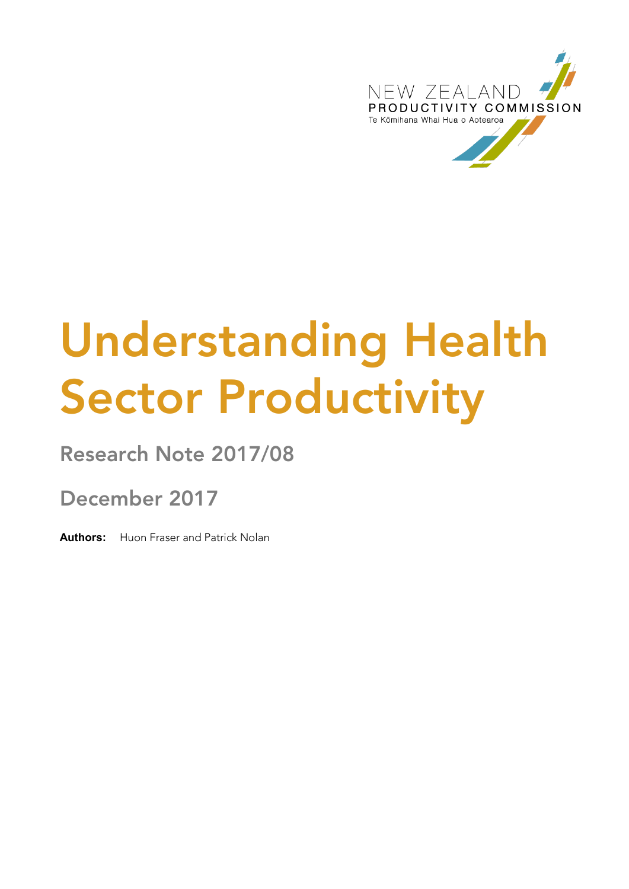NEW ZEALAND
PRODUCTIVITY COMMISSION
Te Kōmihana Whai Hua o Aotearoa

# Understanding Health Sector Productivity

## Research Note 2017/08

## December 2017

**Authors:** Huon Fraser and Patrick Nolan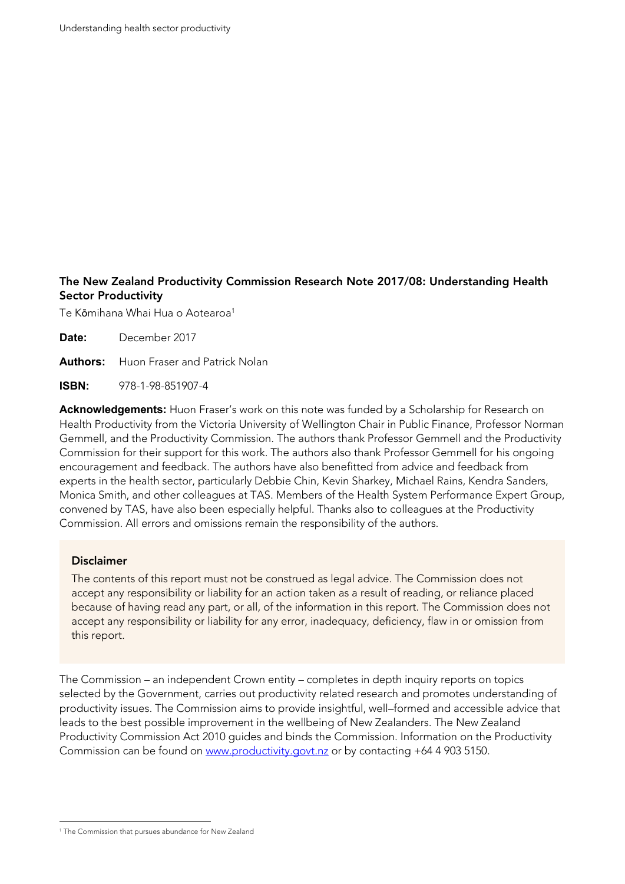**The New Zealand Productivity Commission Research Note 2017/08: Understanding Health Sector Productivity**

Te Kōmihana Whai Hua o Aotearoa[1]

**Date:** December 2017

**Authors:** Huon Fraser and Patrick Nolan

**ISBN:** 978-1-98-851907-4

**Acknowledgements:** Huon Fraser's work on this note was funded by a Scholarship for Research on Health Productivity from the Victoria University of Wellington Chair in Public Finance, Professor Norman Gemmell, and the Productivity Commission. The authors thank Professor Gemmell and the Productivity Commission for their support for this work. The authors also thank Professor Gemmell for his ongoing encouragement and feedback. The authors have also benefitted from advice and feedback from experts in the health sector, particularly Debbie Chin, Kevin Sharkey, Michael Rains, Kendra Sanders, Monica Smith, and other colleagues at TAS. Members of the Health System Performance Expert Group, convened by TAS, have also been especially helpful. Thanks also to colleagues at the Productivity Commission. All errors and omissions remain the responsibility of the authors.

**Disclaimer**

The contents of this report must not be construed as legal advice. The Commission does not accept any responsibility or liability for an action taken as a result of reading, or reliance placed because of having read any part, or all, of the information in this report. The Commission does not accept any responsibility or liability for any error, inadequacy, deficiency, flaw in or omission from this report.

The Commission – an independent Crown entity – completes in depth inquiry reports on topics selected by the Government, carries out productivity related research and promotes understanding of productivity issues. The Commission aims to provide insightful, well–formed and accessible advice that leads to the best possible improvement in the wellbeing of New Zealanders. The New Zealand Productivity Commission Act 2010 guides and binds the Commission. Information on the Productivity Commission can be found on www.productivity.govt.nz or by contacting +64 4 903 5150.

[1] The Commission that pursues abundance for New Zealand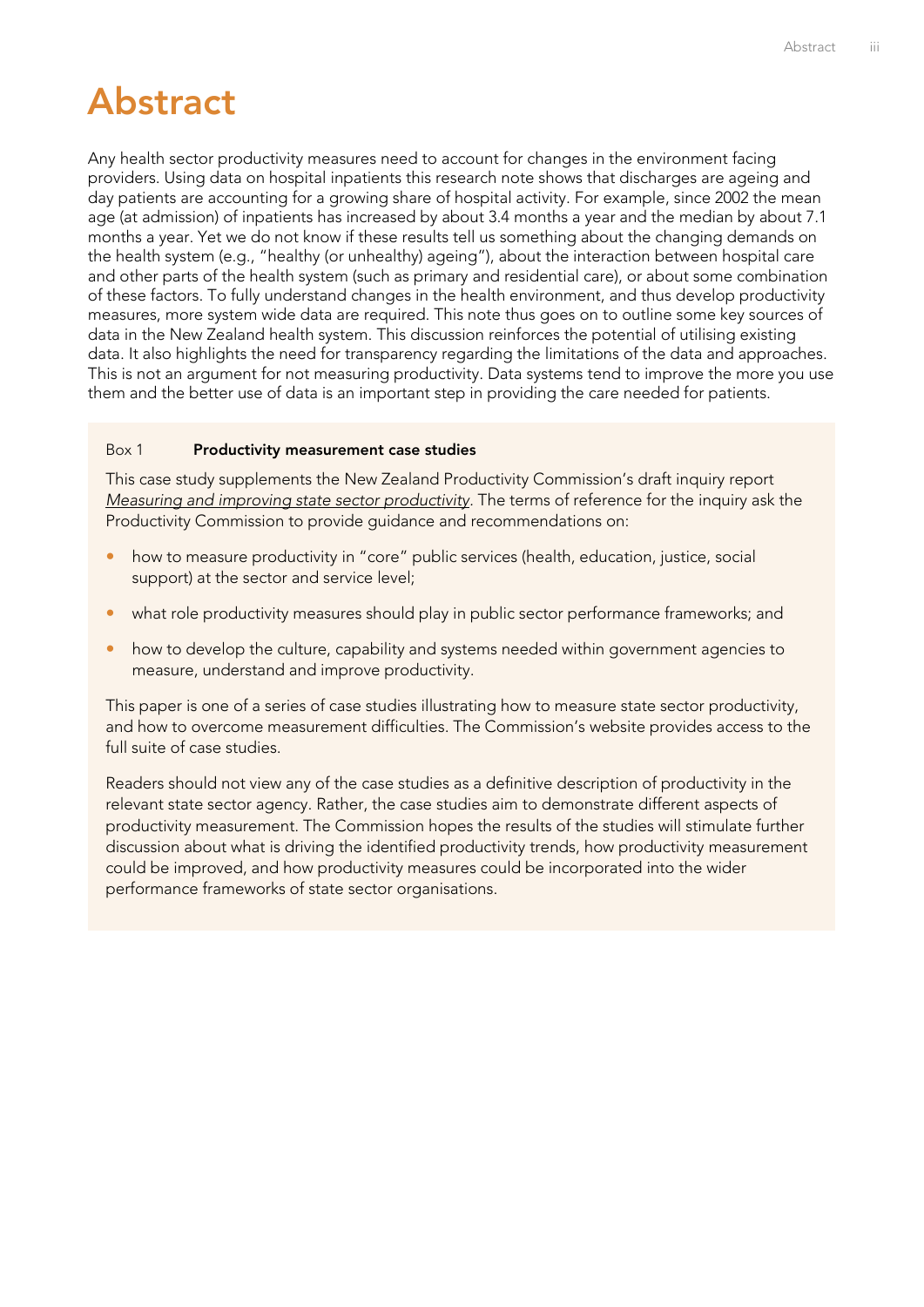# Abstract

Any health sector productivity measures need to account for changes in the environment facing providers. Using data on hospital inpatients this research note shows that discharges are ageing and day patients are accounting for a growing share of hospital activity. For example, since 2002 the mean age (at admission) of inpatients has increased by about 3.4 months a year and the median by about 7.1 months a year. Yet we do not know if these results tell us something about the changing demands on the health system (e.g., "healthy (or unhealthy) ageing"), about the interaction between hospital care and other parts of the health system (such as primary and residential care), or about some combination of these factors. To fully understand changes in the health environment, and thus develop productivity measures, more system wide data are required. This note thus goes on to outline some key sources of data in the New Zealand health system. This discussion reinforces the potential of utilising existing data. It also highlights the need for transparency regarding the limitations of the data and approaches. This is not an argument for not measuring productivity. Data systems tend to improve the more you use them and the better use of data is an important step in providing the care needed for patients.

Box 1 **Productivity measurement case studies**

This case study supplements the New Zealand Productivity Commission's draft inquiry report *Measuring and improving state sector productivity*. The terms of reference for the inquiry ask the Productivity Commission to provide guidance and recommendations on:

- how to measure productivity in "core" public services (health, education, justice, social support) at the sector and service level;
- what role productivity measures should play in public sector performance frameworks; and
- how to develop the culture, capability and systems needed within government agencies to measure, understand and improve productivity.

This paper is one of a series of case studies illustrating how to measure state sector productivity, and how to overcome measurement difficulties. The Commission's website provides access to the full suite of case studies.

Readers should not view any of the case studies as a definitive description of productivity in the relevant state sector agency. Rather, the case studies aim to demonstrate different aspects of productivity measurement. The Commission hopes the results of the studies will stimulate further discussion about what is driving the identified productivity trends, how productivity measurement could be improved, and how productivity measures could be incorporated into the wider performance frameworks of state sector organisations.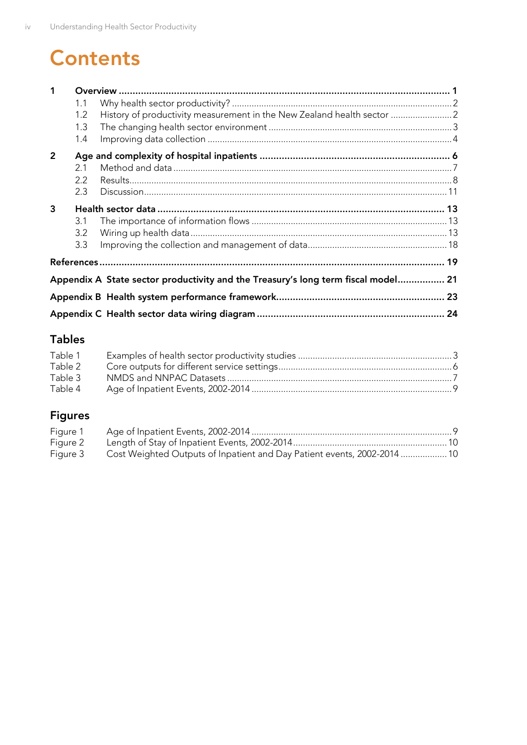# Contents

| | | | |
|---|---|---|---|
| **1** | **Overview** | | **1** |
| | 1.1 | Why health sector productivity? | 2 |
| | 1.2 | History of productivity measurement in the New Zealand health sector | 2 |
| | 1.3 | The changing health sector environment | 3 |
| | 1.4 | Improving data collection | 4 |
| **2** | **Age and complexity of hospital inpatients** | | **6** |
| | 2.1 | Method and data | 7 |
| | 2.2 | Results | 8 |
| | 2.3 | Discussion | 11 |
| **3** | **Health sector data** | | **13** |
| | 3.1 | The importance of information flows | 13 |
| | 3.2 | Wiring up health data | 13 |
| | 3.3 | Improving the collection and management of data | 18 |
| **References** | | | **19** |
| **Appendix A** | **State sector productivity and the Treasury's long term fiscal model** | | **21** |
| **Appendix B** | **Health system performance framework** | | **23** |
| **Appendix C** | **Health sector data wiring diagram** | | **24** |

## Tables

| | | |
|---|---|---|
| Table 1 | Examples of health sector productivity studies | 3 |
| Table 2 | Core outputs for different service settings | 6 |
| Table 3 | NMDS and NNPAC Datasets | 7 |
| Table 4 | Age of Inpatient Events, 2002-2014 | 9 |

## Figures

| | | |
|---|---|---|
| Figure 1 | Age of Inpatient Events, 2002-2014 | 9 |
| Figure 2 | Length of Stay of Inpatient Events, 2002-2014 | 10 |
| Figure 3 | Cost Weighted Outputs of Inpatient and Day Patient events, 2002-2014 | 10 |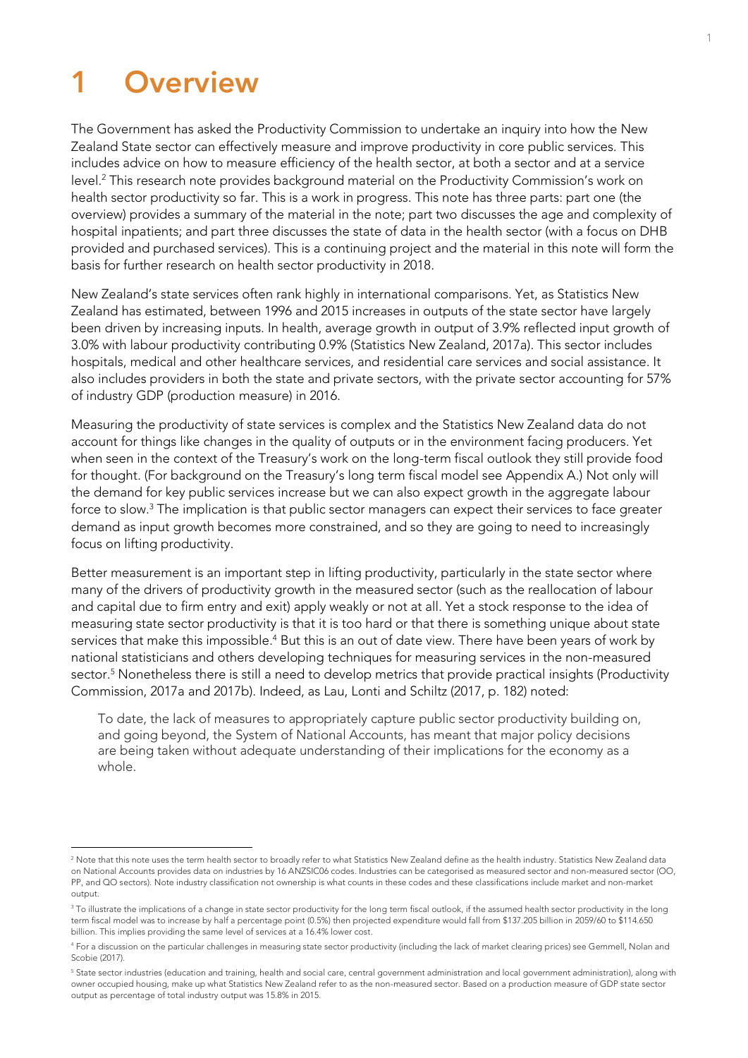# 1 Overview

The Government has asked the Productivity Commission to undertake an inquiry into how the New Zealand State sector can effectively measure and improve productivity in core public services. This includes advice on how to measure efficiency of the health sector, at both a sector and at a service level.[2] This research note provides background material on the Productivity Commission's work on health sector productivity so far. This is a work in progress. This note has three parts: part one (the overview) provides a summary of the material in the note; part two discusses the age and complexity of hospital inpatients; and part three discusses the state of data in the health sector (with a focus on DHB provided and purchased services). This is a continuing project and the material in this note will form the basis for further research on health sector productivity in 2018.

New Zealand's state services often rank highly in international comparisons. Yet, as Statistics New Zealand has estimated, between 1996 and 2015 increases in outputs of the state sector have largely been driven by increasing inputs. In health, average growth in output of 3.9% reflected input growth of 3.0% with labour productivity contributing 0.9% (Statistics New Zealand, 2017a). This sector includes hospitals, medical and other healthcare services, and residential care services and social assistance. It also includes providers in both the state and private sectors, with the private sector accounting for 57% of industry GDP (production measure) in 2016.

Measuring the productivity of state services is complex and the Statistics New Zealand data do not account for things like changes in the quality of outputs or in the environment facing producers. Yet when seen in the context of the Treasury's work on the long-term fiscal outlook they still provide food for thought. (For background on the Treasury's long term fiscal model see Appendix A.) Not only will the demand for key public services increase but we can also expect growth in the aggregate labour force to slow.[3] The implication is that public sector managers can expect their services to face greater demand as input growth becomes more constrained, and so they are going to need to increasingly focus on lifting productivity.

Better measurement is an important step in lifting productivity, particularly in the state sector where many of the drivers of productivity growth in the measured sector (such as the reallocation of labour and capital due to firm entry and exit) apply weakly or not at all. Yet a stock response to the idea of measuring state sector productivity is that it is too hard or that there is something unique about state services that make this impossible.[4] But this is an out of date view. There have been years of work by national statisticians and others developing techniques for measuring services in the non-measured sector.[5] Nonetheless there is still a need to develop metrics that provide practical insights (Productivity Commission, 2017a and 2017b). Indeed, as Lau, Lonti and Schiltz (2017, p. 182) noted:

> To date, the lack of measures to appropriately capture public sector productivity building on, and going beyond, the System of National Accounts, has meant that major policy decisions are being taken without adequate understanding of their implications for the economy as a whole.

---

[2] Note that this note uses the term health sector to broadly refer to what Statistics New Zealand define as the health industry. Statistics New Zealand data on National Accounts provides data on industries by 16 ANZSIC06 codes. Industries can be categorised as measured sector and non-measured sector (OO, PP, and QO sectors). Note industry classification not ownership is what counts in these codes and these classifications include market and non-market output.

[3] To illustrate the implications of a change in state sector productivity for the long term fiscal outlook, if the assumed health sector productivity in the long term fiscal model was to increase by half a percentage point (0.5%) then projected expenditure would fall from $137.205 billion in 2059/60 to $114.650 billion. This implies providing the same level of services at a 16.4% lower cost.

[4] For a discussion on the particular challenges in measuring state sector productivity (including the lack of market clearing prices) see Gemmell, Nolan and Scobie (2017).

[5] State sector industries (education and training, health and social care, central government administration and local government administration), along with owner occupied housing, make up what Statistics New Zealand refer to as the non-measured sector. Based on a production measure of GDP state sector output as percentage of total industry output was 15.8% in 2015.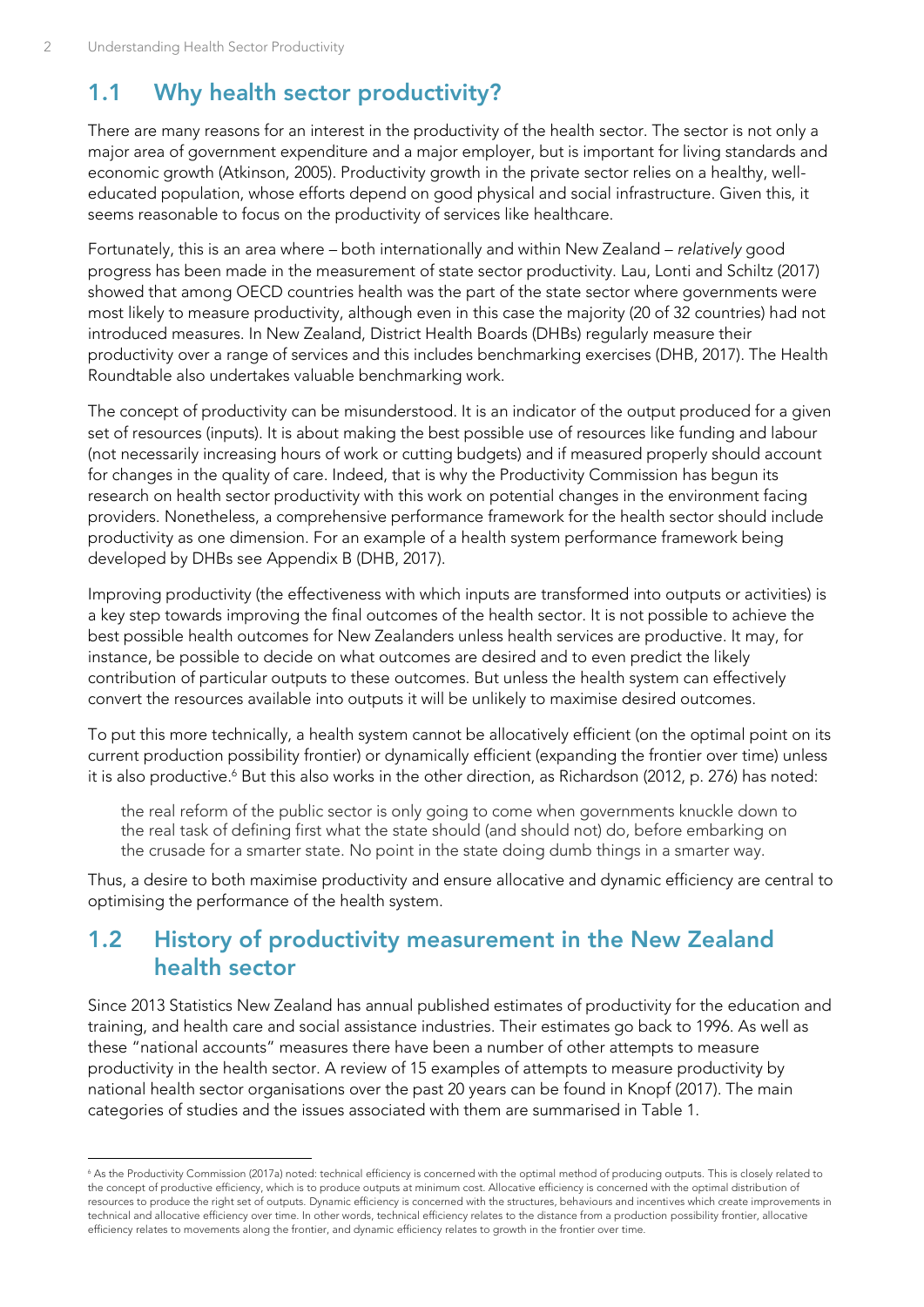## 1.1 Why health sector productivity?

There are many reasons for an interest in the productivity of the health sector. The sector is not only a major area of government expenditure and a major employer, but is important for living standards and economic growth (Atkinson, 2005). Productivity growth in the private sector relies on a healthy, well-educated population, whose efforts depend on good physical and social infrastructure. Given this, it seems reasonable to focus on the productivity of services like healthcare.

Fortunately, this is an area where – both internationally and within New Zealand – *relatively* good progress has been made in the measurement of state sector productivity. Lau, Lonti and Schiltz (2017) showed that among OECD countries health was the part of the state sector where governments were most likely to measure productivity, although even in this case the majority (20 of 32 countries) had not introduced measures. In New Zealand, District Health Boards (DHBs) regularly measure their productivity over a range of services and this includes benchmarking exercises (DHB, 2017). The Health Roundtable also undertakes valuable benchmarking work.

The concept of productivity can be misunderstood. It is an indicator of the output produced for a given set of resources (inputs). It is about making the best possible use of resources like funding and labour (not necessarily increasing hours of work or cutting budgets) and if measured properly should account for changes in the quality of care. Indeed, that is why the Productivity Commission has begun its research on health sector productivity with this work on potential changes in the environment facing providers. Nonetheless, a comprehensive performance framework for the health sector should include productivity as one dimension. For an example of a health system performance framework being developed by DHBs see Appendix B (DHB, 2017).

Improving productivity (the effectiveness with which inputs are transformed into outputs or activities) is a key step towards improving the final outcomes of the health sector. It is not possible to achieve the best possible health outcomes for New Zealanders unless health services are productive. It may, for instance, be possible to decide on what outcomes are desired and to even predict the likely contribution of particular outputs to these outcomes. But unless the health system can effectively convert the resources available into outputs it will be unlikely to maximise desired outcomes.

To put this more technically, a health system cannot be allocatively efficient (on the optimal point on its current production possibility frontier) or dynamically efficient (expanding the frontier over time) unless it is also productive.[6] But this also works in the other direction, as Richardson (2012, p. 276) has noted:

> the real reform of the public sector is only going to come when governments knuckle down to the real task of defining first what the state should (and should not) do, before embarking on the crusade for a smarter state. No point in the state doing dumb things in a smarter way.

Thus, a desire to both maximise productivity and ensure allocative and dynamic efficiency are central to optimising the performance of the health system.

## 1.2 History of productivity measurement in the New Zealand health sector

Since 2013 Statistics New Zealand has annual published estimates of productivity for the education and training, and health care and social assistance industries. Their estimates go back to 1996. As well as these "national accounts" measures there have been a number of other attempts to measure productivity in the health sector. A review of 15 examples of attempts to measure productivity by national health sector organisations over the past 20 years can be found in Knopf (2017). The main categories of studies and the issues associated with them are summarised in Table 1.

[6] As the Productivity Commission (2017a) noted: technical efficiency is concerned with the optimal method of producing outputs. This is closely related to the concept of productive efficiency, which is to produce outputs at minimum cost. Allocative efficiency is concerned with the optimal distribution of resources to produce the right set of outputs. Dynamic efficiency is concerned with the structures, behaviours and incentives which create improvements in technical and allocative efficiency over time. In other words, technical efficiency relates to the distance from a production possibility frontier, allocative efficiency relates to movements along the frontier, and dynamic efficiency relates to growth in the frontier over time.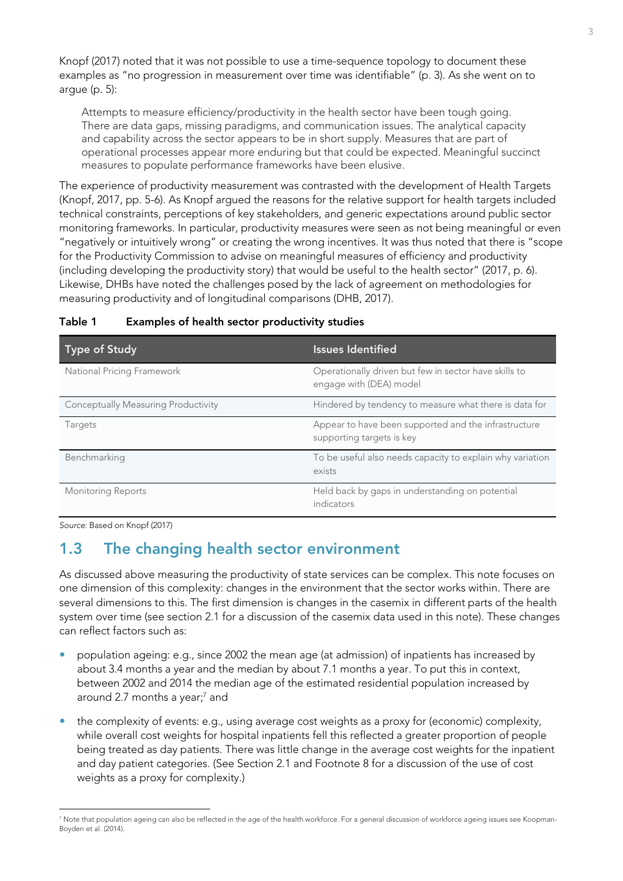Knopf (2017) noted that it was not possible to use a time-sequence topology to document these examples as "no progression in measurement over time was identifiable" (p. 3). As she went on to argue (p. 5):

> Attempts to measure efficiency/productivity in the health sector have been tough going. There are data gaps, missing paradigms, and communication issues. The analytical capacity and capability across the sector appears to be in short supply. Measures that are part of operational processes appear more enduring but that could be expected. Meaningful succinct measures to populate performance frameworks have been elusive.

The experience of productivity measurement was contrasted with the development of Health Targets (Knopf, 2017, pp. 5-6). As Knopf argued the reasons for the relative support for health targets included technical constraints, perceptions of key stakeholders, and generic expectations around public sector monitoring frameworks. In particular, productivity measures were seen as not being meaningful or even "negatively or intuitively wrong" or creating the wrong incentives. It was thus noted that there is "scope for the Productivity Commission to advise on meaningful measures of efficiency and productivity (including developing the productivity story) that would be useful to the health sector" (2017, p. 6). Likewise, DHBs have noted the challenges posed by the lack of agreement on methodologies for measuring productivity and of longitudinal comparisons (DHB, 2017).

**Table 1 Examples of health sector productivity studies**

| Type of Study | Issues Identified |
|---|---|
| National Pricing Framework | Operationally driven but few in sector have skills to engage with (DEA) model |
| Conceptually Measuring Productivity | Hindered by tendency to measure what there is data for |
| Targets | Appear to have been supported and the infrastructure supporting targets is key |
| Benchmarking | To be useful also needs capacity to explain why variation exists |
| Monitoring Reports | Held back by gaps in understanding on potential indicators |

*Source:* Based on Knopf (2017)

## 1.3 The changing health sector environment

As discussed above measuring the productivity of state services can be complex. This note focuses on one dimension of this complexity: changes in the environment that the sector works within. There are several dimensions to this. The first dimension is changes in the casemix in different parts of the health system over time (see section 2.1 for a discussion of the casemix data used in this note). These changes can reflect factors such as:

- population ageing: e.g., since 2002 the mean age (at admission) of inpatients has increased by about 3.4 months a year and the median by about 7.1 months a year. To put this in context, between 2002 and 2014 the median age of the estimated residential population increased by around 2.7 months a year;[7] and
- the complexity of events: e.g., using average cost weights as a proxy for (economic) complexity, while overall cost weights for hospital inpatients fell this reflected a greater proportion of people being treated as day patients. There was little change in the average cost weights for the inpatient and day patient categories. (See Section 2.1 and Footnote 8 for a discussion of the use of cost weights as a proxy for complexity.)

[7] Note that population ageing can also be reflected in the age of the health workforce. For a general discussion of workforce ageing issues see Koopman-Boyden et al. (2014).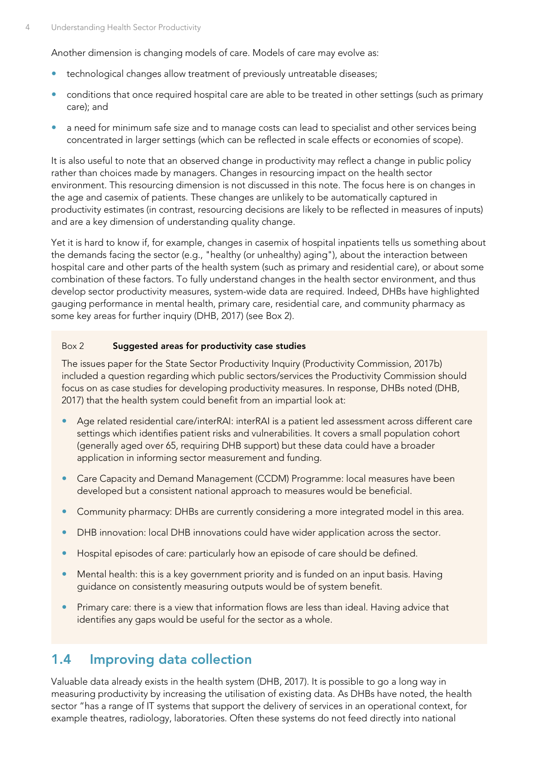Another dimension is changing models of care. Models of care may evolve as:

- technological changes allow treatment of previously untreatable diseases;
- conditions that once required hospital care are able to be treated in other settings (such as primary care); and
- a need for minimum safe size and to manage costs can lead to specialist and other services being concentrated in larger settings (which can be reflected in scale effects or economies of scope).

It is also useful to note that an observed change in productivity may reflect a change in public policy rather than choices made by managers. Changes in resourcing impact on the health sector environment. This resourcing dimension is not discussed in this note. The focus here is on changes in the age and casemix of patients. These changes are unlikely to be automatically captured in productivity estimates (in contrast, resourcing decisions are likely to be reflected in measures of inputs) and are a key dimension of understanding quality change.

Yet it is hard to know if, for example, changes in casemix of hospital inpatients tells us something about the demands facing the sector (e.g., "healthy (or unhealthy) aging"), about the interaction between hospital care and other parts of the health system (such as primary and residential care), or about some combination of these factors. To fully understand changes in the health sector environment, and thus develop sector productivity measures, system-wide data are required. Indeed, DHBs have highlighted gauging performance in mental health, primary care, residential care, and community pharmacy as some key areas for further inquiry (DHB, 2017) (see Box 2).

> Box 2 **Suggested areas for productivity case studies**
>
> The issues paper for the State Sector Productivity Inquiry (Productivity Commission, 2017b) included a question regarding which public sectors/services the Productivity Commission should focus on as case studies for developing productivity measures. In response, DHBs noted (DHB, 2017) that the health system could benefit from an impartial look at:
>
> - Age related residential care/interRAI: interRAI is a patient led assessment across different care settings which identifies patient risks and vulnerabilities. It covers a small population cohort (generally aged over 65, requiring DHB support) but these data could have a broader application in informing sector measurement and funding.
> - Care Capacity and Demand Management (CCDM) Programme: local measures have been developed but a consistent national approach to measures would be beneficial.
> - Community pharmacy: DHBs are currently considering a more integrated model in this area.
> - DHB innovation: local DHB innovations could have wider application across the sector.
> - Hospital episodes of care: particularly how an episode of care should be defined.
> - Mental health: this is a key government priority and is funded on an input basis. Having guidance on consistently measuring outputs would be of system benefit.
> - Primary care: there is a view that information flows are less than ideal. Having advice that identifies any gaps would be useful for the sector as a whole.

## 1.4 Improving data collection

Valuable data already exists in the health system (DHB, 2017). It is possible to go a long way in measuring productivity by increasing the utilisation of existing data. As DHBs have noted, the health sector "has a range of IT systems that support the delivery of services in an operational context, for example theatres, radiology, laboratories. Often these systems do not feed directly into national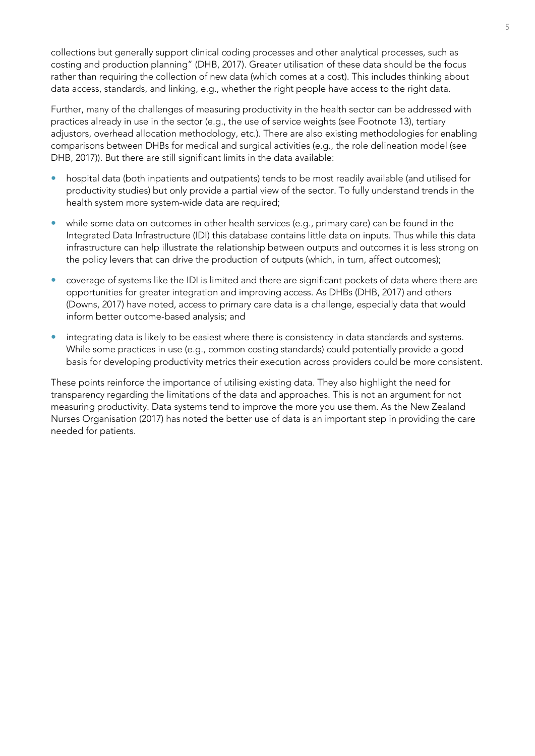collections but generally support clinical coding processes and other analytical processes, such as costing and production planning" (DHB, 2017). Greater utilisation of these data should be the focus rather than requiring the collection of new data (which comes at a cost). This includes thinking about data access, standards, and linking, e.g., whether the right people have access to the right data.

Further, many of the challenges of measuring productivity in the health sector can be addressed with practices already in use in the sector (e.g., the use of service weights (see Footnote 13), tertiary adjustors, overhead allocation methodology, etc.). There are also existing methodologies for enabling comparisons between DHBs for medical and surgical activities (e.g., the role delineation model (see DHB, 2017)). But there are still significant limits in the data available:

- hospital data (both inpatients and outpatients) tends to be most readily available (and utilised for productivity studies) but only provide a partial view of the sector. To fully understand trends in the health system more system-wide data are required;
- while some data on outcomes in other health services (e.g., primary care) can be found in the Integrated Data Infrastructure (IDI) this database contains little data on inputs. Thus while this data infrastructure can help illustrate the relationship between outputs and outcomes it is less strong on the policy levers that can drive the production of outputs (which, in turn, affect outcomes);
- coverage of systems like the IDI is limited and there are significant pockets of data where there are opportunities for greater integration and improving access. As DHBs (DHB, 2017) and others (Downs, 2017) have noted, access to primary care data is a challenge, especially data that would inform better outcome-based analysis; and
- integrating data is likely to be easiest where there is consistency in data standards and systems. While some practices in use (e.g., common costing standards) could potentially provide a good basis for developing productivity metrics their execution across providers could be more consistent.

These points reinforce the importance of utilising existing data. They also highlight the need for transparency regarding the limitations of the data and approaches. This is not an argument for not measuring productivity. Data systems tend to improve the more you use them. As the New Zealand Nurses Organisation (2017) has noted the better use of data is an important step in providing the care needed for patients.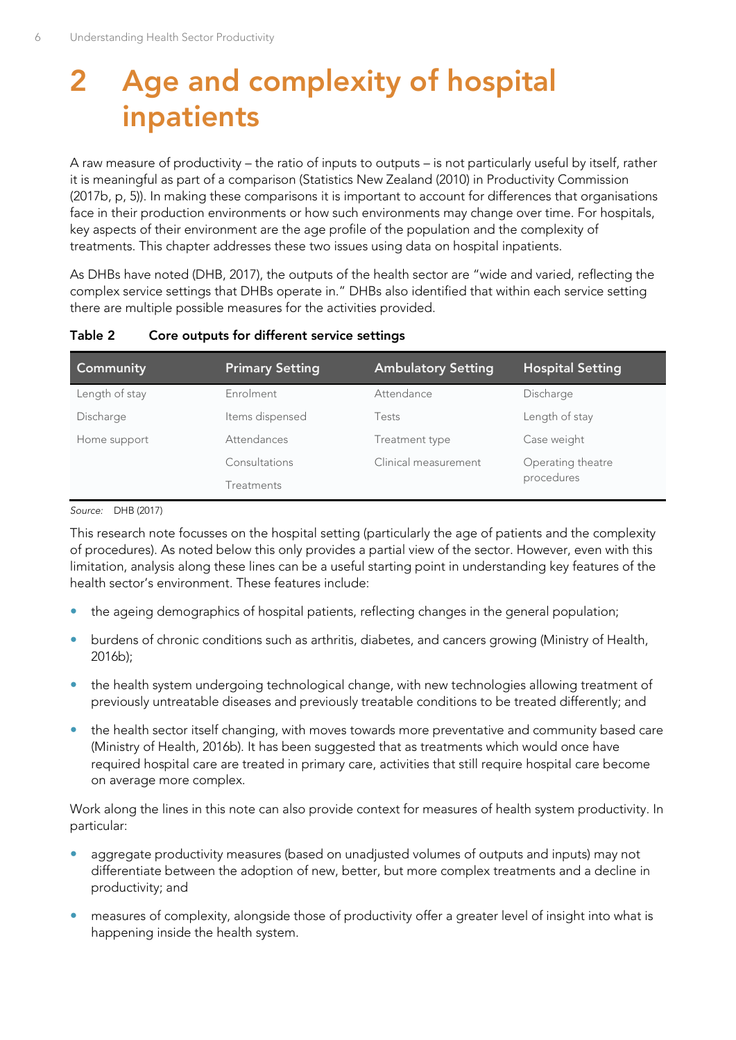# 2 Age and complexity of hospital inpatients

A raw measure of productivity – the ratio of inputs to outputs – is not particularly useful by itself, rather it is meaningful as part of a comparison (Statistics New Zealand (2010) in Productivity Commission (2017b, p, 5)). In making these comparisons it is important to account for differences that organisations face in their production environments or how such environments may change over time. For hospitals, key aspects of their environment are the age profile of the population and the complexity of treatments. This chapter addresses these two issues using data on hospital inpatients.

As DHBs have noted (DHB, 2017), the outputs of the health sector are "wide and varied, reflecting the complex service settings that DHBs operate in." DHBs also identified that within each service setting there are multiple possible measures for the activities provided.

**Table 2 Core outputs for different service settings**

| Community | Primary Setting | Ambulatory Setting | Hospital Setting |
|---|---|---|---|
| Length of stay | Enrolment | Attendance | Discharge |
| Discharge | Items dispensed | Tests | Length of stay |
| Home support | Attendances | Treatment type | Case weight |
| | Consultations | Clinical measurement | Operating theatre procedures |
| | Treatments | | |

*Source:* DHB (2017)

This research note focusses on the hospital setting (particularly the age of patients and the complexity of procedures). As noted below this only provides a partial view of the sector. However, even with this limitation, analysis along these lines can be a useful starting point in understanding key features of the health sector's environment. These features include:

- the ageing demographics of hospital patients, reflecting changes in the general population;
- burdens of chronic conditions such as arthritis, diabetes, and cancers growing (Ministry of Health, 2016b);
- the health system undergoing technological change, with new technologies allowing treatment of previously untreatable diseases and previously treatable conditions to be treated differently; and
- the health sector itself changing, with moves towards more preventative and community based care (Ministry of Health, 2016b). It has been suggested that as treatments which would once have required hospital care are treated in primary care, activities that still require hospital care become on average more complex.

Work along the lines in this note can also provide context for measures of health system productivity. In particular:

- aggregate productivity measures (based on unadjusted volumes of outputs and inputs) may not differentiate between the adoption of new, better, but more complex treatments and a decline in productivity; and
- measures of complexity, alongside those of productivity offer a greater level of insight into what is happening inside the health system.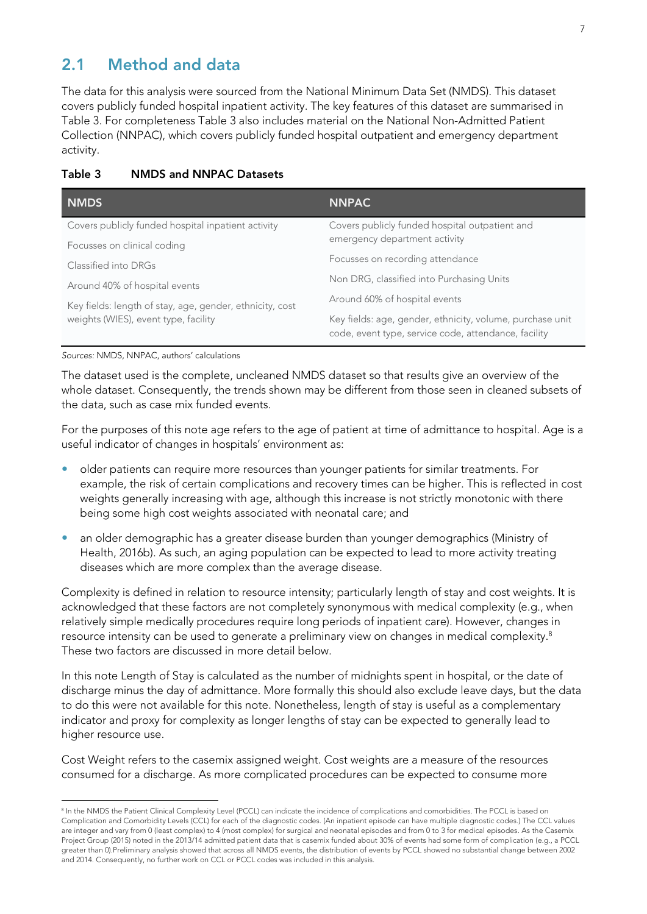## 2.1 Method and data

The data for this analysis were sourced from the National Minimum Data Set (NMDS). This dataset covers publicly funded hospital inpatient activity. The key features of this dataset are summarised in Table 3. For completeness Table 3 also includes material on the National Non-Admitted Patient Collection (NNPAC), which covers publicly funded hospital outpatient and emergency department activity.

**Table 3 NMDS and NNPAC Datasets**

| NMDS | NNPAC |
|---|---|
| Covers publicly funded hospital inpatient activity | Covers publicly funded hospital outpatient and emergency department activity |
| Focusses on clinical coding | Focusses on recording attendance |
| Classified into DRGs | Non DRG, classified into Purchasing Units |
| Around 40% of hospital events | Around 60% of hospital events |
| Key fields: length of stay, age, gender, ethnicity, cost weights (WIES), event type, facility | Key fields: age, gender, ethnicity, volume, purchase unit code, event type, service code, attendance, facility |

*Sources:* NMDS, NNPAC, authors' calculations

The dataset used is the complete, uncleaned NMDS dataset so that results give an overview of the whole dataset. Consequently, the trends shown may be different from those seen in cleaned subsets of the data, such as case mix funded events.

For the purposes of this note age refers to the age of patient at time of admittance to hospital. Age is a useful indicator of changes in hospitals' environment as:

- older patients can require more resources than younger patients for similar treatments. For example, the risk of certain complications and recovery times can be higher. This is reflected in cost weights generally increasing with age, although this increase is not strictly monotonic with there being some high cost weights associated with neonatal care; and
- an older demographic has a greater disease burden than younger demographics (Ministry of Health, 2016b). As such, an aging population can be expected to lead to more activity treating diseases which are more complex than the average disease.

Complexity is defined in relation to resource intensity; particularly length of stay and cost weights. It is acknowledged that these factors are not completely synonymous with medical complexity (e.g., when relatively simple medically procedures require long periods of inpatient care). However, changes in resource intensity can be used to generate a preliminary view on changes in medical complexity.[8] These two factors are discussed in more detail below.

In this note Length of Stay is calculated as the number of midnights spent in hospital, or the date of discharge minus the day of admittance. More formally this should also exclude leave days, but the data to do this were not available for this note. Nonetheless, length of stay is useful as a complementary indicator and proxy for complexity as longer lengths of stay can be expected to generally lead to higher resource use.

Cost Weight refers to the casemix assigned weight. Cost weights are a measure of the resources consumed for a discharge. As more complicated procedures can be expected to consume more

[8] In the NMDS the Patient Clinical Complexity Level (PCCL) can indicate the incidence of complications and comorbidities. The PCCL is based on Complication and Comorbidity Levels (CCL) for each of the diagnostic codes. (An inpatient episode can have multiple diagnostic codes.) The CCL values are integer and vary from 0 (least complex) to 4 (most complex) for surgical and neonatal episodes and from 0 to 3 for medical episodes. As the Casemix Project Group (2015) noted in the 2013/14 admitted patient data that is casemix funded about 30% of events had some form of complication (e.g., a PCCL greater than 0).Preliminary analysis showed that across all NMDS events, the distribution of events by PCCL showed no substantial change between 2002 and 2014. Consequently, no further work on CCL or PCCL codes was included in this analysis.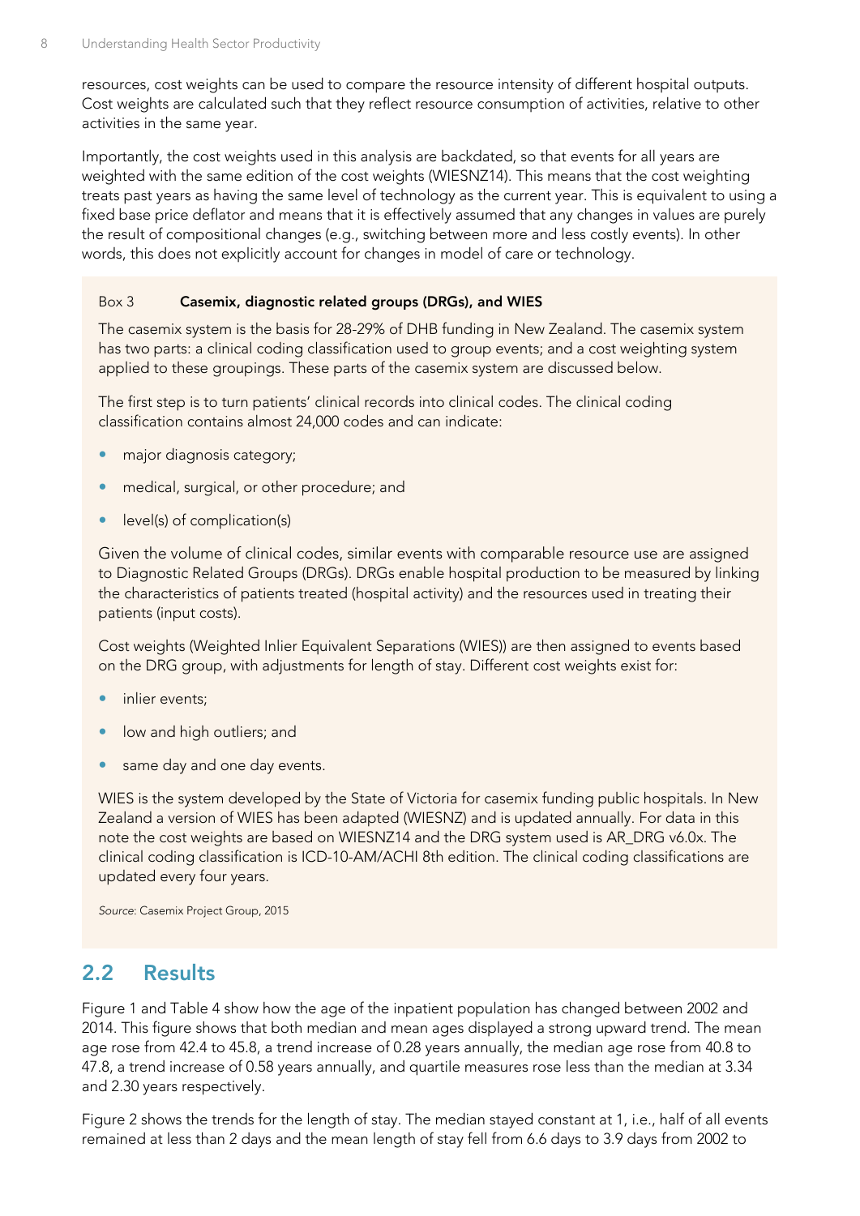resources, cost weights can be used to compare the resource intensity of different hospital outputs. Cost weights are calculated such that they reflect resource consumption of activities, relative to other activities in the same year.

Importantly, the cost weights used in this analysis are backdated, so that events for all years are weighted with the same edition of the cost weights (WIESNZ14). This means that the cost weighting treats past years as having the same level of technology as the current year. This is equivalent to using a fixed base price deflator and means that it is effectively assumed that any changes in values are purely the result of compositional changes (e.g., switching between more and less costly events). In other words, this does not explicitly account for changes in model of care or technology.

> Box 3 **Casemix, diagnostic related groups (DRGs), and WIES**
>
> The casemix system is the basis for 28-29% of DHB funding in New Zealand. The casemix system has two parts: a clinical coding classification used to group events; and a cost weighting system applied to these groupings. These parts of the casemix system are discussed below.
>
> The first step is to turn patients' clinical records into clinical codes. The clinical coding classification contains almost 24,000 codes and can indicate:
>
> - major diagnosis category;
> - medical, surgical, or other procedure; and
> - level(s) of complication(s)
>
> Given the volume of clinical codes, similar events with comparable resource use are assigned to Diagnostic Related Groups (DRGs). DRGs enable hospital production to be measured by linking the characteristics of patients treated (hospital activity) and the resources used in treating their patients (input costs).
>
> Cost weights (Weighted Inlier Equivalent Separations (WIES)) are then assigned to events based on the DRG group, with adjustments for length of stay. Different cost weights exist for:
>
> - inlier events;
> - low and high outliers; and
> - same day and one day events.
>
> WIES is the system developed by the State of Victoria for casemix funding public hospitals. In New Zealand a version of WIES has been adapted (WIESNZ) and is updated annually. For data in this note the cost weights are based on WIESNZ14 and the DRG system used is AR_DRG v6.0x. The clinical coding classification is ICD-10-AM/ACHI 8th edition. The clinical coding classifications are updated every four years.
>
> *Source*: Casemix Project Group, 2015

## 2.2 Results

Figure 1 and Table 4 show how the age of the inpatient population has changed between 2002 and 2014. This figure shows that both median and mean ages displayed a strong upward trend. The mean age rose from 42.4 to 45.8, a trend increase of 0.28 years annually, the median age rose from 40.8 to 47.8, a trend increase of 0.58 years annually, and quartile measures rose less than the median at 3.34 and 2.30 years respectively.

Figure 2 shows the trends for the length of stay. The median stayed constant at 1, i.e., half of all events remained at less than 2 days and the mean length of stay fell from 6.6 days to 3.9 days from 2002 to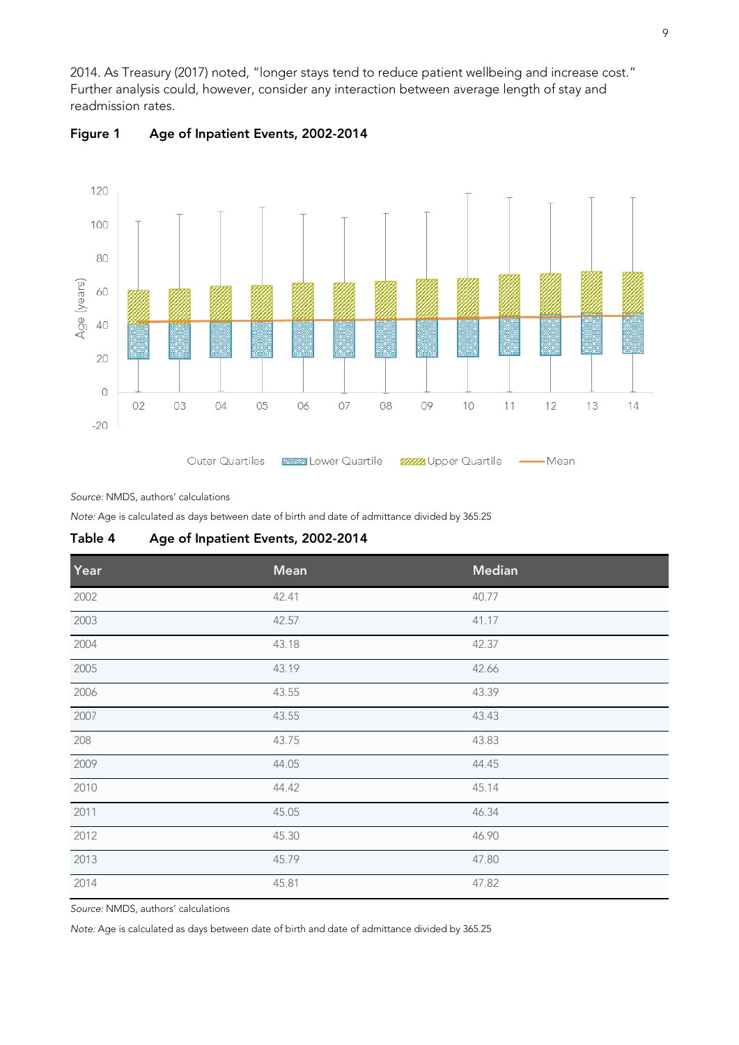2014. As Treasury (2017) noted, "longer stays tend to reduce patient wellbeing and increase cost." Further analysis could, however, consider any interaction between average length of stay and readmission rates.

**Figure 1 Age of Inpatient Events, 2002-2014**

120
100
80
60
40
20
0
-20

Age (years)

02 03 04 05 06 07 08 09 10 11 12 13 14

Outer Quartiles Lower Quartile Upper Quartile Mean

*Source:* NMDS, authors' calculations

*Note:* Age is calculated as days between date of birth and date of admittance divided by 365.25

**Table 4 Age of Inpatient Events, 2002-2014**

| Year | Mean | Median |
|---|---|---|
| 2002 | 42.41 | 40.77 |
| 2003 | 42.57 | 41.17 |
| 2004 | 43.18 | 42.37 |
| 2005 | 43.19 | 42.66 |
| 2006 | 43.55 | 43.39 |
| 2007 | 43.55 | 43.43 |
| 208 | 43.75 | 43.83 |
| 2009 | 44.05 | 44.45 |
| 2010 | 44.42 | 45.14 |
| 2011 | 45.05 | 46.34 |
| 2012 | 45.30 | 46.90 |
| 2013 | 45.79 | 47.80 |
| 2014 | 45.81 | 47.82 |

*Source:* NMDS, authors' calculations

*Note:* Age is calculated as days between date of birth and date of admittance divided by 365.25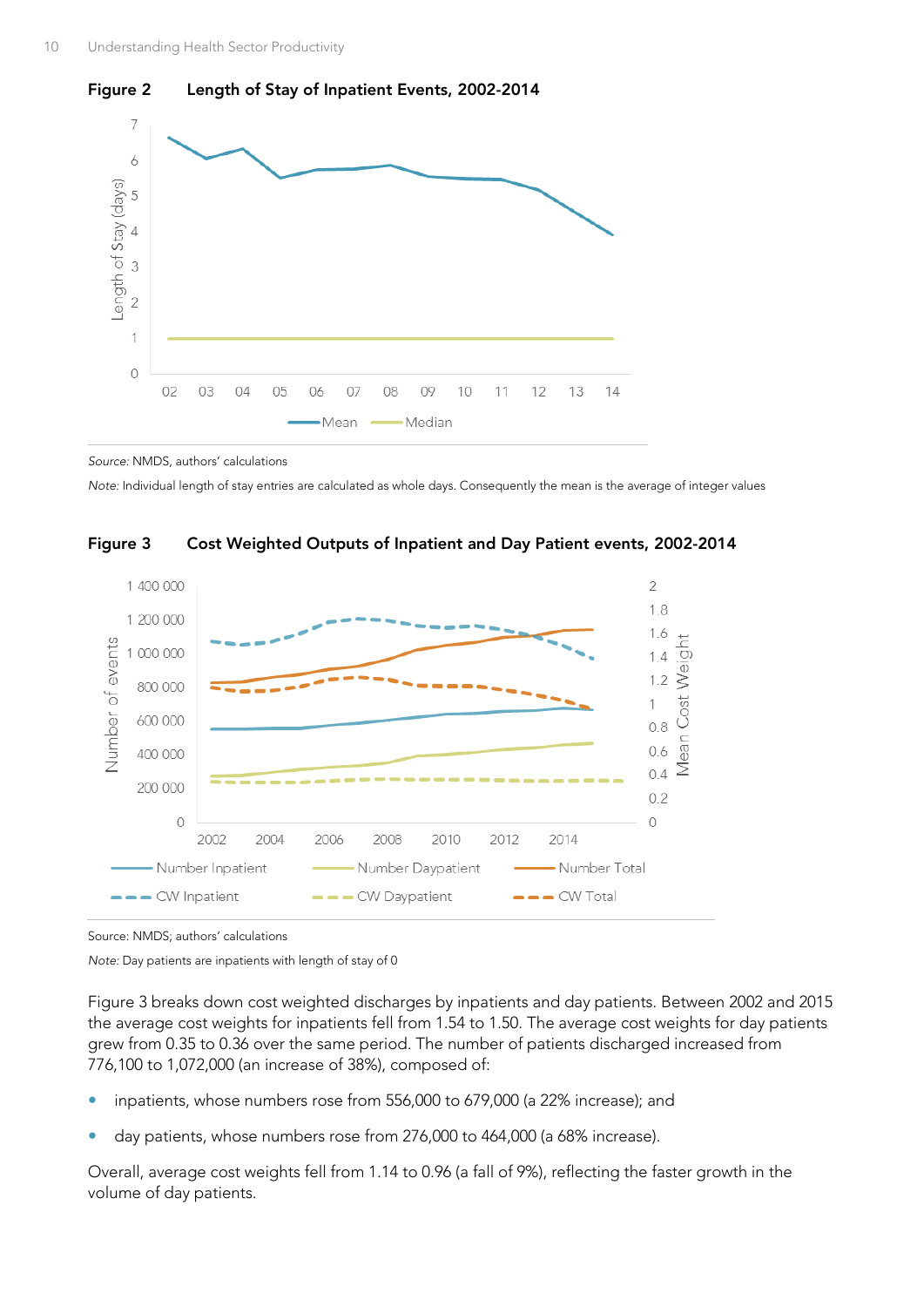**Figure 2 Length of Stay of Inpatient Events, 2002-2014**

Length of Stay (days)

7
6
5
4
3
2
1
0

02 03 04 05 06 07 08 09 10 11 12 13 14

Mean Median

*Source:* NMDS, authors' calculations

*Note:* Individual length of stay entries are calculated as whole days. Consequently the mean is the average of integer values

**Figure 3 Cost Weighted Outputs of Inpatient and Day Patient events, 2002-2014**

Number of events

1 400 000
1 200 000
1 000 000
800 000
600 000
400 000
200 000
0

Mean Cost Weight

2
1.8
1.6
1.4
1.2
1
0.8
0.6
0.4
0.2
0

2002 2004 2006 2008 2010 2012 2014

Number Inpatient Number Daypatient Number Total
CW Inpatient CW Daypatient CW Total

Source: NMDS; authors' calculations

*Note:* Day patients are inpatients with length of stay of 0

Figure 3 breaks down cost weighted discharges by inpatients and day patients. Between 2002 and 2015 the average cost weights for inpatients fell from 1.54 to 1.50. The average cost weights for day patients grew from 0.35 to 0.36 over the same period. The number of patients discharged increased from 776,100 to 1,072,000 (an increase of 38%), composed of:

- inpatients, whose numbers rose from 556,000 to 679,000 (a 22% increase); and
- day patients, whose numbers rose from 276,000 to 464,000 (a 68% increase).

Overall, average cost weights fell from 1.14 to 0.96 (a fall of 9%), reflecting the faster growth in the volume of day patients.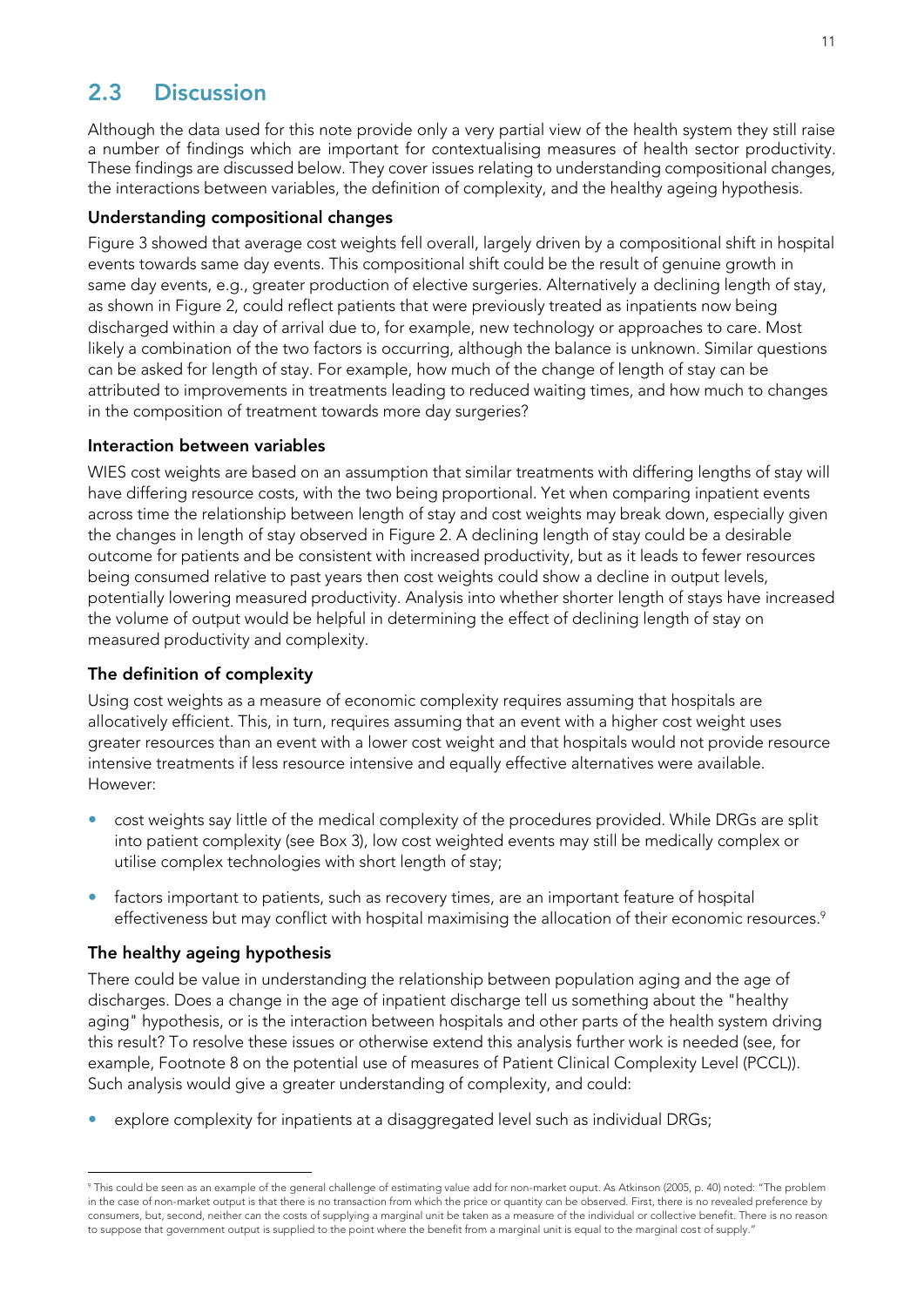## 2.3 Discussion

Although the data used for this note provide only a very partial view of the health system they still raise a number of findings which are important for contextualising measures of health sector productivity. These findings are discussed below. They cover issues relating to understanding compositional changes, the interactions between variables, the definition of complexity, and the healthy ageing hypothesis.

### Understanding compositional changes

Figure 3 showed that average cost weights fell overall, largely driven by a compositional shift in hospital events towards same day events. This compositional shift could be the result of genuine growth in same day events, e.g., greater production of elective surgeries. Alternatively a declining length of stay, as shown in Figure 2, could reflect patients that were previously treated as inpatients now being discharged within a day of arrival due to, for example, new technology or approaches to care. Most likely a combination of the two factors is occurring, although the balance is unknown. Similar questions can be asked for length of stay. For example, how much of the change of length of stay can be attributed to improvements in treatments leading to reduced waiting times, and how much to changes in the composition of treatment towards more day surgeries?

### Interaction between variables

WIES cost weights are based on an assumption that similar treatments with differing lengths of stay will have differing resource costs, with the two being proportional. Yet when comparing inpatient events across time the relationship between length of stay and cost weights may break down, especially given the changes in length of stay observed in Figure 2. A declining length of stay could be a desirable outcome for patients and be consistent with increased productivity, but as it leads to fewer resources being consumed relative to past years then cost weights could show a decline in output levels, potentially lowering measured productivity. Analysis into whether shorter length of stays have increased the volume of output would be helpful in determining the effect of declining length of stay on measured productivity and complexity.

### The definition of complexity

Using cost weights as a measure of economic complexity requires assuming that hospitals are allocatively efficient. This, in turn, requires assuming that an event with a higher cost weight uses greater resources than an event with a lower cost weight and that hospitals would not provide resource intensive treatments if less resource intensive and equally effective alternatives were available. However:

- cost weights say little of the medical complexity of the procedures provided. While DRGs are split into patient complexity (see Box 3), low cost weighted events may still be medically complex or utilise complex technologies with short length of stay;
- factors important to patients, such as recovery times, are an important feature of hospital effectiveness but may conflict with hospital maximising the allocation of their economic resources.[9]

### The healthy ageing hypothesis

There could be value in understanding the relationship between population aging and the age of discharges. Does a change in the age of inpatient discharge tell us something about the "healthy aging" hypothesis, or is the interaction between hospitals and other parts of the health system driving this result? To resolve these issues or otherwise extend this analysis further work is needed (see, for example, Footnote 8 on the potential use of measures of Patient Clinical Complexity Level (PCCL)). Such analysis would give a greater understanding of complexity, and could:

- explore complexity for inpatients at a disaggregated level such as individual DRGs;

---

[9] This could be seen as an example of the general challenge of estimating value add for non-market ouput. As Atkinson (2005, p. 40) noted: "The problem in the case of non-market output is that there is no transaction from which the price or quantity can be observed. First, there is no revealed preference by consumers, but, second, neither can the costs of supplying a marginal unit be taken as a measure of the individual or collective benefit. There is no reason to suppose that government output is supplied to the point where the benefit from a marginal unit is equal to the marginal cost of supply."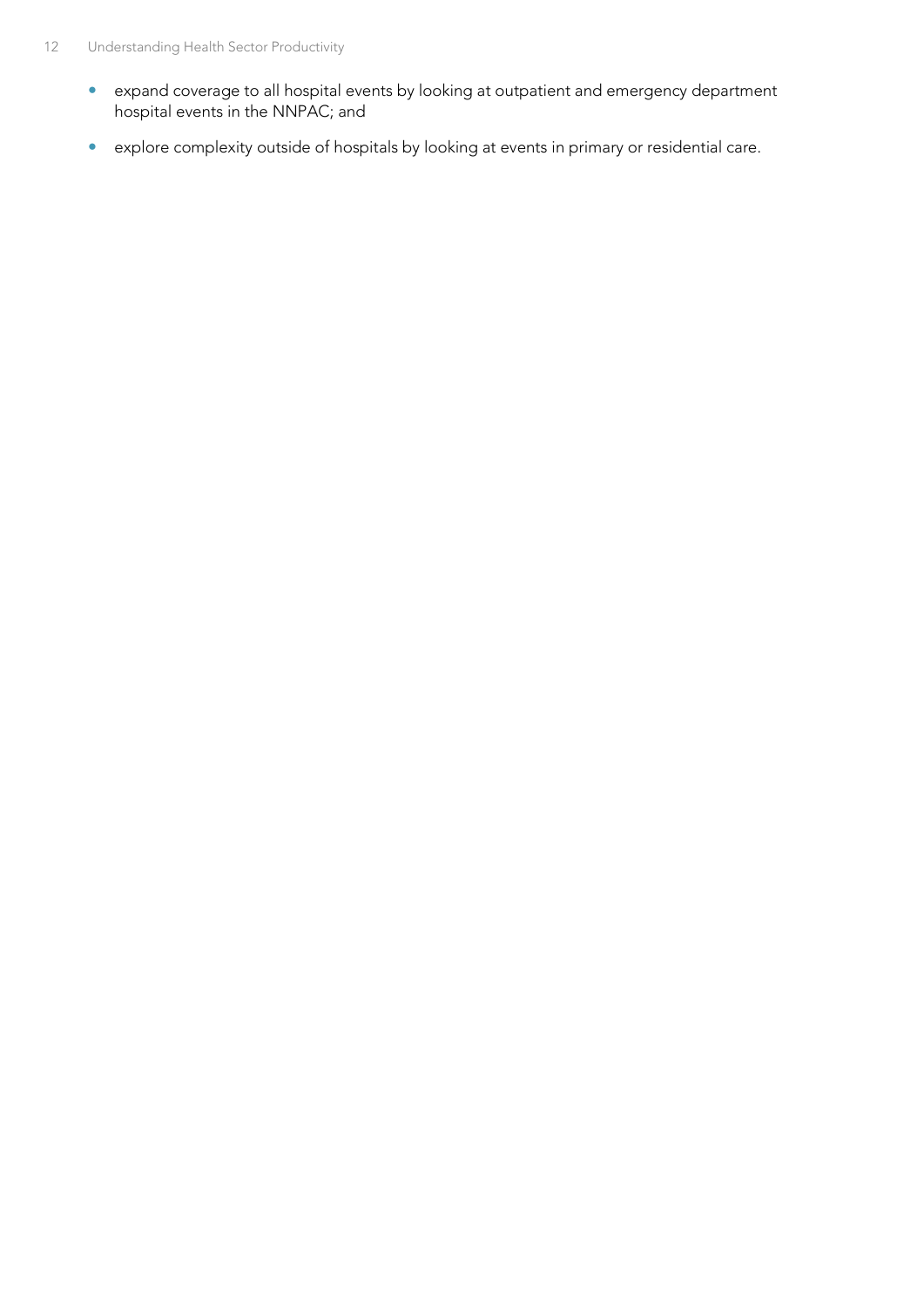- expand coverage to all hospital events by looking at outpatient and emergency department hospital events in the NNPAC; and
- explore complexity outside of hospitals by looking at events in primary or residential care.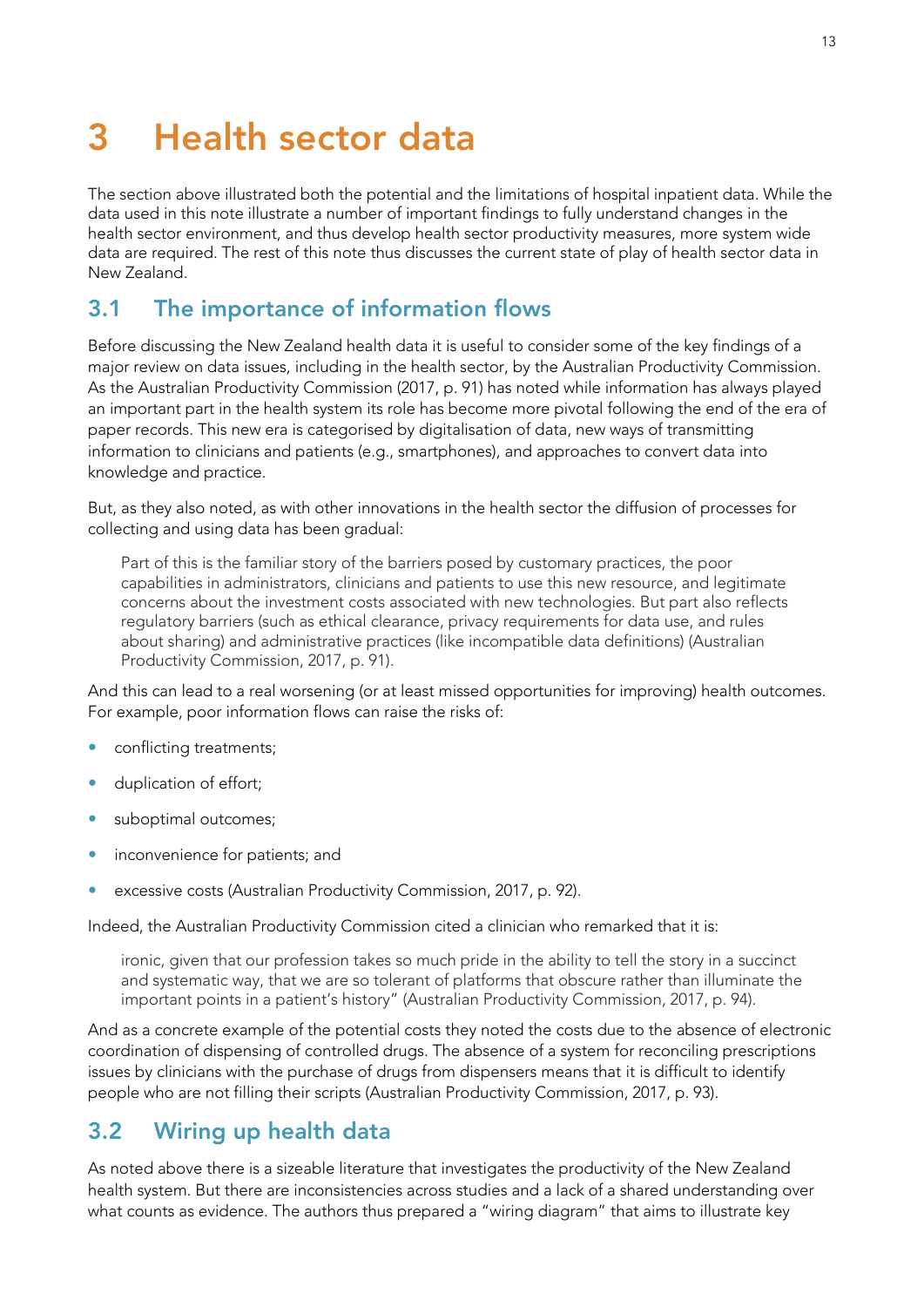# 3 Health sector data

The section above illustrated both the potential and the limitations of hospital inpatient data. While the data used in this note illustrate a number of important findings to fully understand changes in the health sector environment, and thus develop health sector productivity measures, more system wide data are required. The rest of this note thus discusses the current state of play of health sector data in New Zealand.

## 3.1 The importance of information flows

Before discussing the New Zealand health data it is useful to consider some of the key findings of a major review on data issues, including in the health sector, by the Australian Productivity Commission. As the Australian Productivity Commission (2017, p. 91) has noted while information has always played an important part in the health system its role has become more pivotal following the end of the era of paper records. This new era is categorised by digitalisation of data, new ways of transmitting information to clinicians and patients (e.g., smartphones), and approaches to convert data into knowledge and practice.

But, as they also noted, as with other innovations in the health sector the diffusion of processes for collecting and using data has been gradual:

> Part of this is the familiar story of the barriers posed by customary practices, the poor capabilities in administrators, clinicians and patients to use this new resource, and legitimate concerns about the investment costs associated with new technologies. But part also reflects regulatory barriers (such as ethical clearance, privacy requirements for data use, and rules about sharing) and administrative practices (like incompatible data definitions) (Australian Productivity Commission, 2017, p. 91).

And this can lead to a real worsening (or at least missed opportunities for improving) health outcomes. For example, poor information flows can raise the risks of:

- conflicting treatments;
- duplication of effort;
- suboptimal outcomes;
- inconvenience for patients; and
- excessive costs (Australian Productivity Commission, 2017, p. 92).

Indeed, the Australian Productivity Commission cited a clinician who remarked that it is:

> ironic, given that our profession takes so much pride in the ability to tell the story in a succinct and systematic way, that we are so tolerant of platforms that obscure rather than illuminate the important points in a patient's history" (Australian Productivity Commission, 2017, p. 94).

And as a concrete example of the potential costs they noted the costs due to the absence of electronic coordination of dispensing of controlled drugs. The absence of a system for reconciling prescriptions issues by clinicians with the purchase of drugs from dispensers means that it is difficult to identify people who are not filling their scripts (Australian Productivity Commission, 2017, p. 93).

## 3.2 Wiring up health data

As noted above there is a sizeable literature that investigates the productivity of the New Zealand health system. But there are inconsistencies across studies and a lack of a shared understanding over what counts as evidence. The authors thus prepared a "wiring diagram" that aims to illustrate key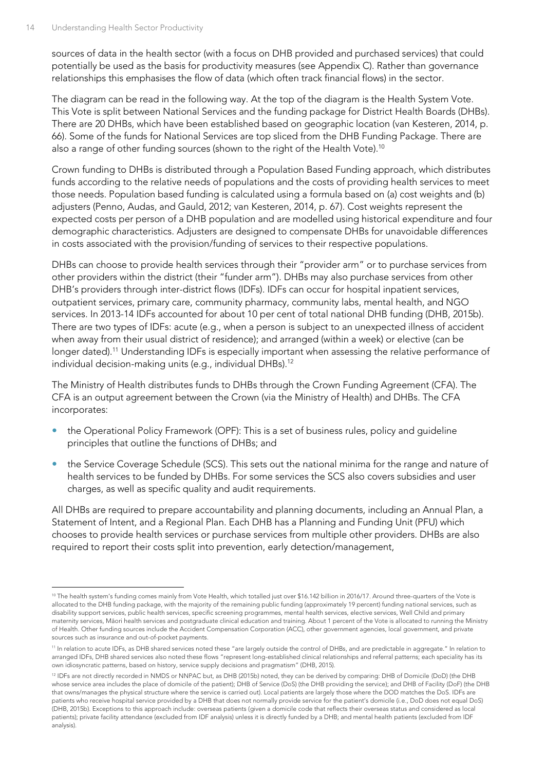sources of data in the health sector (with a focus on DHB provided and purchased services) that could potentially be used as the basis for productivity measures (see Appendix C). Rather than governance relationships this emphasises the flow of data (which often track financial flows) in the sector.

The diagram can be read in the following way. At the top of the diagram is the Health System Vote. This Vote is split between National Services and the funding package for District Health Boards (DHBs). There are 20 DHBs, which have been established based on geographic location (van Kesteren, 2014, p. 66). Some of the funds for National Services are top sliced from the DHB Funding Package. There are also a range of other funding sources (shown to the right of the Health Vote).[10]

Crown funding to DHBs is distributed through a Population Based Funding approach, which distributes funds according to the relative needs of populations and the costs of providing health services to meet those needs. Population based funding is calculated using a formula based on (a) cost weights and (b) adjusters (Penno, Audas, and Gauld, 2012; van Kesteren, 2014, p. 67). Cost weights represent the expected costs per person of a DHB population and are modelled using historical expenditure and four demographic characteristics. Adjusters are designed to compensate DHBs for unavoidable differences in costs associated with the provision/funding of services to their respective populations.

DHBs can choose to provide health services through their "provider arm" or to purchase services from other providers within the district (their "funder arm"). DHBs may also purchase services from other DHB's providers through inter-district flows (IDFs). IDFs can occur for hospital inpatient services, outpatient services, primary care, community pharmacy, community labs, mental health, and NGO services. In 2013-14 IDFs accounted for about 10 per cent of total national DHB funding (DHB, 2015b). There are two types of IDFs: acute (e.g., when a person is subject to an unexpected illness of accident when away from their usual district of residence); and arranged (within a week) or elective (can be longer dated).[11] Understanding IDFs is especially important when assessing the relative performance of individual decision-making units (e.g., individual DHBs).[12]

The Ministry of Health distributes funds to DHBs through the Crown Funding Agreement (CFA). The CFA is an output agreement between the Crown (via the Ministry of Health) and DHBs. The CFA incorporates:

- the Operational Policy Framework (OPF): This is a set of business rules, policy and guideline principles that outline the functions of DHBs; and
- the Service Coverage Schedule (SCS). This sets out the national minima for the range and nature of health services to be funded by DHBs. For some services the SCS also covers subsidies and user charges, as well as specific quality and audit requirements.

All DHBs are required to prepare accountability and planning documents, including an Annual Plan, a Statement of Intent, and a Regional Plan. Each DHB has a Planning and Funding Unit (PFU) which chooses to provide health services or purchase services from multiple other providers. DHBs are also required to report their costs split into prevention, early detection/management,

---

[10] The health system's funding comes mainly from Vote Health, which totalled just over $16.142 billion in 2016/17. Around three-quarters of the Vote is allocated to the DHB funding package, with the majority of the remaining public funding (approximately 19 percent) funding national services, such as disability support services, public health services, specific screening programmes, mental health services, elective services, Well Child and primary maternity services, Māori health services and postgraduate clinical education and training. About 1 percent of the Vote is allocated to running the Ministry of Health. Other funding sources include the Accident Compensation Corporation (ACC), other government agencies, local government, and private sources such as insurance and out-of-pocket payments.

[11] In relation to acute IDFs, as DHB shared services noted these "are largely outside the control of DHBs, and are predictable in aggregate." In relation to arranged IDFs, DHB shared services also noted these flows "represent long-established clinical relationships and referral patterns; each speciality has its own idiosyncratic patterns, based on history, service supply decisions and pragmatism" (DHB, 2015).

[12] IDFs are not directly recorded in NMDS or NNPAC but, as DHB (2015b) noted, they can be derived by comparing: DHB of Domicile (DoD) (the DHB whose service area includes the place of domicile of the patient); DHB of Service (DoS) (the DHB providing the service); and DHB of Facility (DoF) (the DHB that owns/manages the physical structure where the service is carried out). Local patients are largely those where the DOD matches the DoS. IDFs are patients who receive hospital service provided by a DHB that does not normally provide service for the patient's domicile (i.e., DoD does not equal DoS) (DHB, 2015b). Exceptions to this approach include: overseas patients (given a domicile code that reflects their overseas status and considered as local patients); private facility attendance (excluded from IDF analysis) unless it is directly funded by a DHB; and mental health patients (excluded from IDF analysis).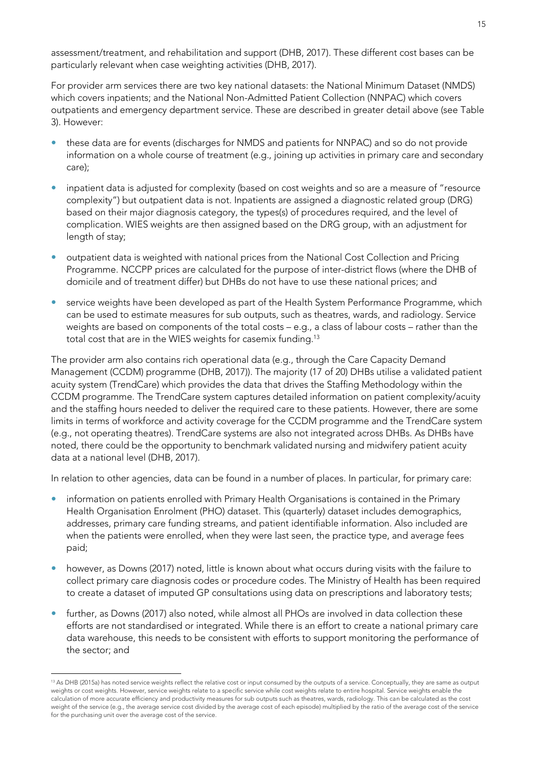assessment/treatment, and rehabilitation and support (DHB, 2017). These different cost bases can be particularly relevant when case weighting activities (DHB, 2017).

For provider arm services there are two key national datasets: the National Minimum Dataset (NMDS) which covers inpatients; and the National Non-Admitted Patient Collection (NNPAC) which covers outpatients and emergency department service. These are described in greater detail above (see Table 3). However:

- these data are for events (discharges for NMDS and patients for NNPAC) and so do not provide information on a whole course of treatment (e.g., joining up activities in primary care and secondary care);
- inpatient data is adjusted for complexity (based on cost weights and so are a measure of "resource complexity") but outpatient data is not. Inpatients are assigned a diagnostic related group (DRG) based on their major diagnosis category, the types(s) of procedures required, and the level of complication. WIES weights are then assigned based on the DRG group, with an adjustment for length of stay;
- outpatient data is weighted with national prices from the National Cost Collection and Pricing Programme. NCCPP prices are calculated for the purpose of inter-district flows (where the DHB of domicile and of treatment differ) but DHBs do not have to use these national prices; and
- service weights have been developed as part of the Health System Performance Programme, which can be used to estimate measures for sub outputs, such as theatres, wards, and radiology. Service weights are based on components of the total costs – e.g., a class of labour costs – rather than the total cost that are in the WIES weights for casemix funding.[13]

The provider arm also contains rich operational data (e.g., through the Care Capacity Demand Management (CCDM) programme (DHB, 2017)). The majority (17 of 20) DHBs utilise a validated patient acuity system (TrendCare) which provides the data that drives the Staffing Methodology within the CCDM programme. The TrendCare system captures detailed information on patient complexity/acuity and the staffing hours needed to deliver the required care to these patients. However, there are some limits in terms of workforce and activity coverage for the CCDM programme and the TrendCare system (e.g., not operating theatres). TrendCare systems are also not integrated across DHBs. As DHBs have noted, there could be the opportunity to benchmark validated nursing and midwifery patient acuity data at a national level (DHB, 2017).

In relation to other agencies, data can be found in a number of places. In particular, for primary care:

- information on patients enrolled with Primary Health Organisations is contained in the Primary Health Organisation Enrolment (PHO) dataset. This (quarterly) dataset includes demographics, addresses, primary care funding streams, and patient identifiable information. Also included are when the patients were enrolled, when they were last seen, the practice type, and average fees paid;
- however, as Downs (2017) noted, little is known about what occurs during visits with the failure to collect primary care diagnosis codes or procedure codes. The Ministry of Health has been required to create a dataset of imputed GP consultations using data on prescriptions and laboratory tests;
- further, as Downs (2017) also noted, while almost all PHOs are involved in data collection these efforts are not standardised or integrated. While there is an effort to create a national primary care data warehouse, this needs to be consistent with efforts to support monitoring the performance of the sector; and

[13] As DHB (2015a) has noted service weights reflect the relative cost or input consumed by the outputs of a service. Conceptually, they are same as output weights or cost weights. However, service weights relate to a specific service while cost weights relate to entire hospital. Service weights enable the calculation of more accurate efficiency and productivity measures for sub outputs such as theatres, wards, radiology. This can be calculated as the cost weight of the service (e.g., the average service cost divided by the average cost of each episode) multiplied by the ratio of the average cost of the service for the purchasing unit over the average cost of the service.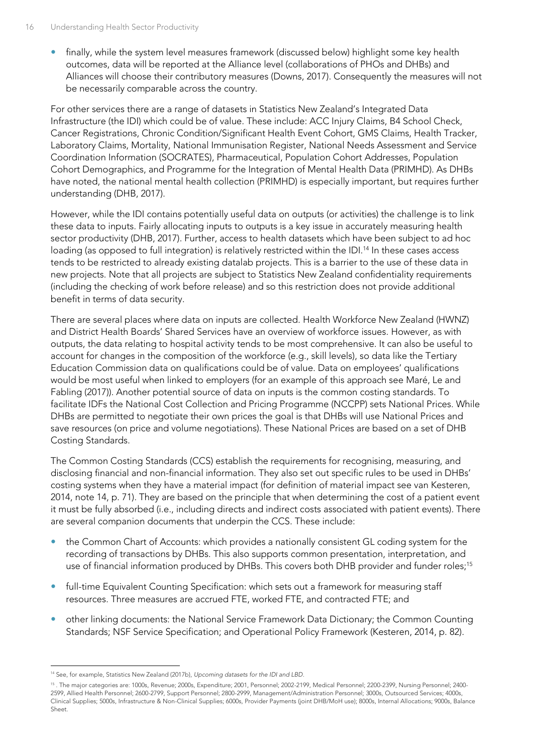- finally, while the system level measures framework (discussed below) highlight some key health outcomes, data will be reported at the Alliance level (collaborations of PHOs and DHBs) and Alliances will choose their contributory measures (Downs, 2017). Consequently the measures will not be necessarily comparable across the country.

For other services there are a range of datasets in Statistics New Zealand's Integrated Data Infrastructure (the IDI) which could be of value. These include: ACC Injury Claims, B4 School Check, Cancer Registrations, Chronic Condition/Significant Health Event Cohort, GMS Claims, Health Tracker, Laboratory Claims, Mortality, National Immunisation Register, National Needs Assessment and Service Coordination Information (SOCRATES), Pharmaceutical, Population Cohort Addresses, Population Cohort Demographics, and Programme for the Integration of Mental Health Data (PRIMHD). As DHBs have noted, the national mental health collection (PRIMHD) is especially important, but requires further understanding (DHB, 2017).

However, while the IDI contains potentially useful data on outputs (or activities) the challenge is to link these data to inputs. Fairly allocating inputs to outputs is a key issue in accurately measuring health sector productivity (DHB, 2017). Further, access to health datasets which have been subject to ad hoc loading (as opposed to full integration) is relatively restricted within the IDI.[14] In these cases access tends to be restricted to already existing datalab projects. This is a barrier to the use of these data in new projects. Note that all projects are subject to Statistics New Zealand confidentiality requirements (including the checking of work before release) and so this restriction does not provide additional benefit in terms of data security.

There are several places where data on inputs are collected. Health Workforce New Zealand (HWNZ) and District Health Boards' Shared Services have an overview of workforce issues. However, as with outputs, the data relating to hospital activity tends to be most comprehensive. It can also be useful to account for changes in the composition of the workforce (e.g., skill levels), so data like the Tertiary Education Commission data on qualifications could be of value. Data on employees' qualifications would be most useful when linked to employers (for an example of this approach see Maré, Le and Fabling (2017)). Another potential source of data on inputs is the common costing standards. To facilitate IDFs the National Cost Collection and Pricing Programme (NCCPP) sets National Prices. While DHBs are permitted to negotiate their own prices the goal is that DHBs will use National Prices and save resources (on price and volume negotiations). These National Prices are based on a set of DHB Costing Standards.

The Common Costing Standards (CCS) establish the requirements for recognising, measuring, and disclosing financial and non-financial information. They also set out specific rules to be used in DHBs' costing systems when they have a material impact (for definition of material impact see van Kesteren, 2014, note 14, p. 71). They are based on the principle that when determining the cost of a patient event it must be fully absorbed (i.e., including directs and indirect costs associated with patient events). There are several companion documents that underpin the CCS. These include:

- the Common Chart of Accounts: which provides a nationally consistent GL coding system for the recording of transactions by DHBs. This also supports common presentation, interpretation, and use of financial information produced by DHBs. This covers both DHB provider and funder roles;[15]
- full-time Equivalent Counting Specification: which sets out a framework for measuring staff resources. Three measures are accrued FTE, worked FTE, and contracted FTE; and
- other linking documents: the National Service Framework Data Dictionary; the Common Counting Standards; NSF Service Specification; and Operational Policy Framework (Kesteren, 2014, p. 82).

---

[14] See, for example, Statistics New Zealand (2017b), *Upcoming datasets for the IDI and LBD*.

[15] . The major categories are: 1000s, Revenue; 2000s, Expenditure; 2001, Personnel; 2002-2199, Medical Personnel; 2200-2399, Nursing Personnel; 2400-2599, Allied Health Personnel; 2600-2799, Support Personnel; 2800-2999, Management/Administration Personnel; 3000s, Outsourced Services; 4000s, Clinical Supplies; 5000s, Infrastructure & Non-Clinical Supplies; 6000s, Provider Payments (joint DHB/MoH use); 8000s, Internal Allocations; 9000s, Balance Sheet.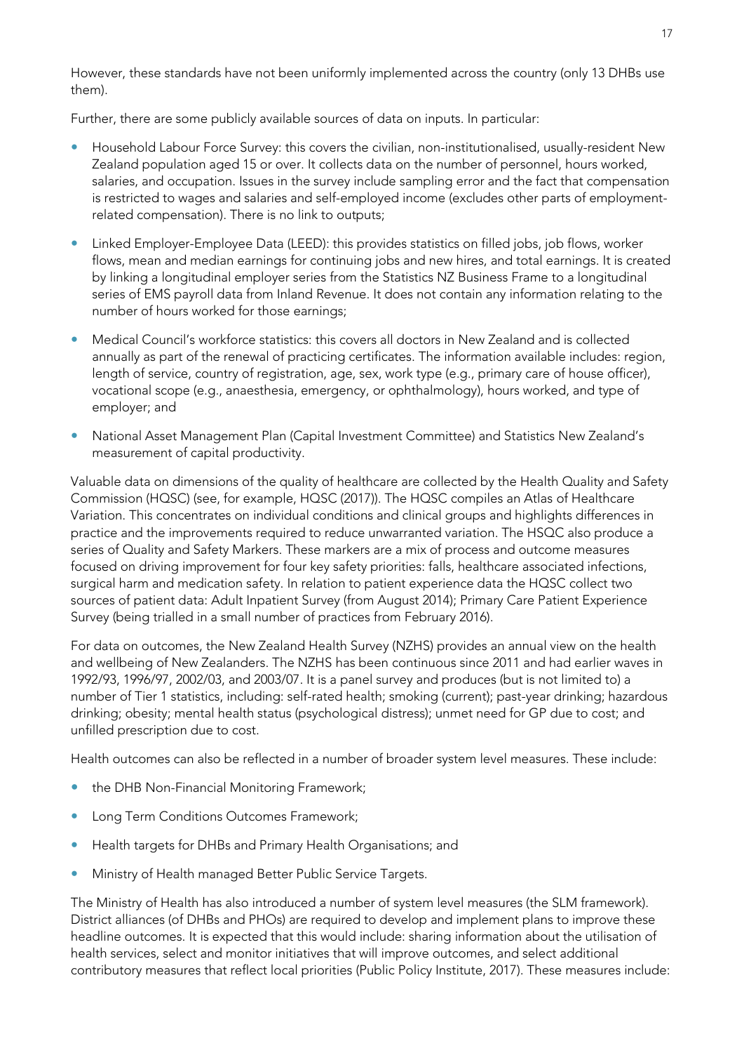However, these standards have not been uniformly implemented across the country (only 13 DHBs use them).

Further, there are some publicly available sources of data on inputs. In particular:

- Household Labour Force Survey: this covers the civilian, non-institutionalised, usually-resident New Zealand population aged 15 or over. It collects data on the number of personnel, hours worked, salaries, and occupation. Issues in the survey include sampling error and the fact that compensation is restricted to wages and salaries and self-employed income (excludes other parts of employment-related compensation). There is no link to outputs;
- Linked Employer-Employee Data (LEED): this provides statistics on filled jobs, job flows, worker flows, mean and median earnings for continuing jobs and new hires, and total earnings. It is created by linking a longitudinal employer series from the Statistics NZ Business Frame to a longitudinal series of EMS payroll data from Inland Revenue. It does not contain any information relating to the number of hours worked for those earnings;
- Medical Council's workforce statistics: this covers all doctors in New Zealand and is collected annually as part of the renewal of practicing certificates. The information available includes: region, length of service, country of registration, age, sex, work type (e.g., primary care of house officer), vocational scope (e.g., anaesthesia, emergency, or ophthalmology), hours worked, and type of employer; and
- National Asset Management Plan (Capital Investment Committee) and Statistics New Zealand's measurement of capital productivity.

Valuable data on dimensions of the quality of healthcare are collected by the Health Quality and Safety Commission (HQSC) (see, for example, HQSC (2017)). The HQSC compiles an Atlas of Healthcare Variation. This concentrates on individual conditions and clinical groups and highlights differences in practice and the improvements required to reduce unwarranted variation. The HSQC also produce a series of Quality and Safety Markers. These markers are a mix of process and outcome measures focused on driving improvement for four key safety priorities: falls, healthcare associated infections, surgical harm and medication safety. In relation to patient experience data the HQSC collect two sources of patient data: Adult Inpatient Survey (from August 2014); Primary Care Patient Experience Survey (being trialled in a small number of practices from February 2016).

For data on outcomes, the New Zealand Health Survey (NZHS) provides an annual view on the health and wellbeing of New Zealanders. The NZHS has been continuous since 2011 and had earlier waves in 1992/93, 1996/97, 2002/03, and 2003/07. It is a panel survey and produces (but is not limited to) a number of Tier 1 statistics, including: self-rated health; smoking (current); past-year drinking; hazardous drinking; obesity; mental health status (psychological distress); unmet need for GP due to cost; and unfilled prescription due to cost.

Health outcomes can also be reflected in a number of broader system level measures. These include:

- the DHB Non-Financial Monitoring Framework;
- Long Term Conditions Outcomes Framework;
- Health targets for DHBs and Primary Health Organisations; and
- Ministry of Health managed Better Public Service Targets.

The Ministry of Health has also introduced a number of system level measures (the SLM framework). District alliances (of DHBs and PHOs) are required to develop and implement plans to improve these headline outcomes. It is expected that this would include: sharing information about the utilisation of health services, select and monitor initiatives that will improve outcomes, and select additional contributory measures that reflect local priorities (Public Policy Institute, 2017). These measures include: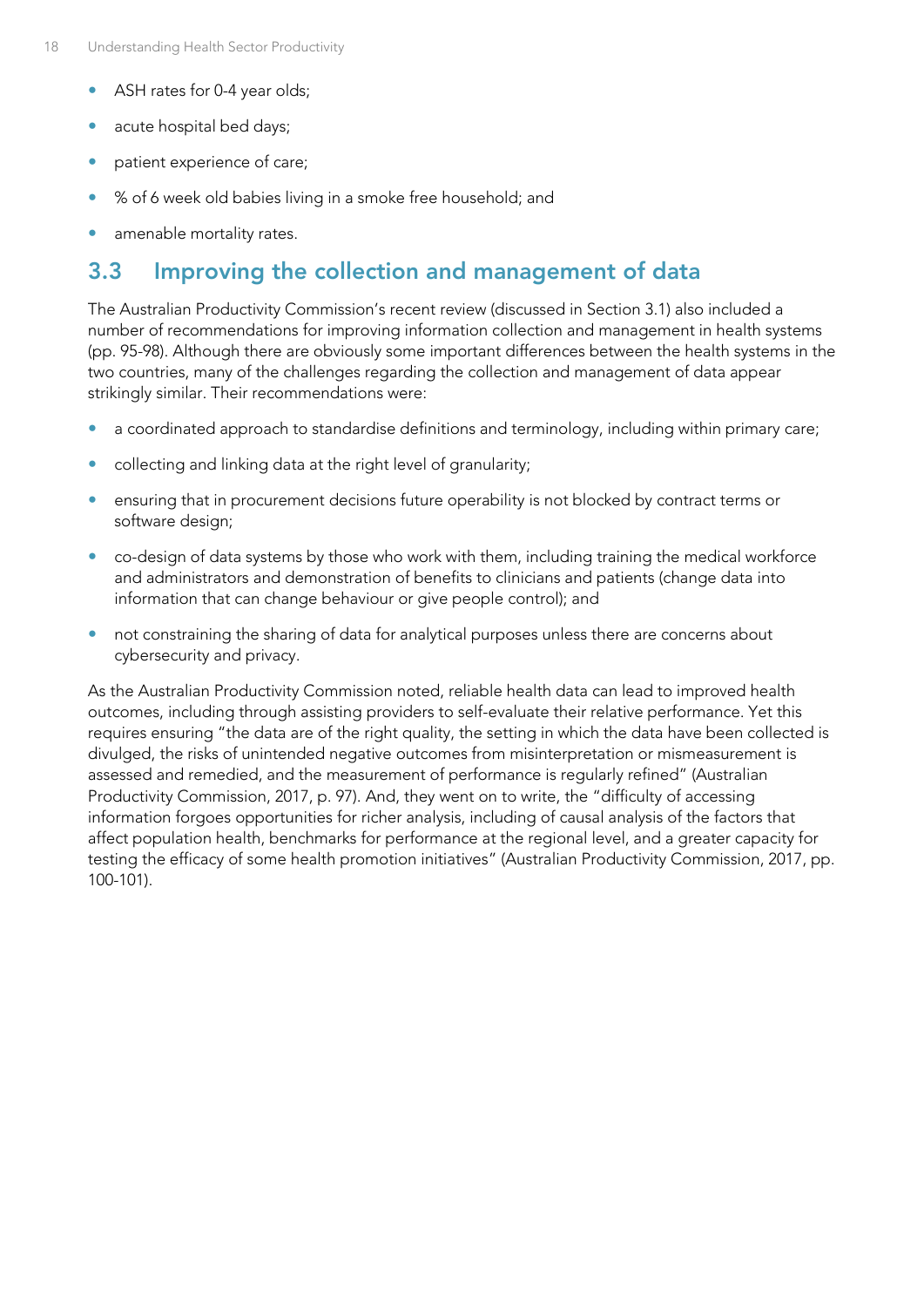- ASH rates for 0-4 year olds;
- acute hospital bed days;
- patient experience of care;
- % of 6 week old babies living in a smoke free household; and
- amenable mortality rates.

## 3.3 Improving the collection and management of data

The Australian Productivity Commission's recent review (discussed in Section 3.1) also included a number of recommendations for improving information collection and management in health systems (pp. 95-98). Although there are obviously some important differences between the health systems in the two countries, many of the challenges regarding the collection and management of data appear strikingly similar. Their recommendations were:

- a coordinated approach to standardise definitions and terminology, including within primary care;
- collecting and linking data at the right level of granularity;
- ensuring that in procurement decisions future operability is not blocked by contract terms or software design;
- co-design of data systems by those who work with them, including training the medical workforce and administrators and demonstration of benefits to clinicians and patients (change data into information that can change behaviour or give people control); and
- not constraining the sharing of data for analytical purposes unless there are concerns about cybersecurity and privacy.

As the Australian Productivity Commission noted, reliable health data can lead to improved health outcomes, including through assisting providers to self-evaluate their relative performance. Yet this requires ensuring "the data are of the right quality, the setting in which the data have been collected is divulged, the risks of unintended negative outcomes from misinterpretation or mismeasurement is assessed and remedied, and the measurement of performance is regularly refined" (Australian Productivity Commission, 2017, p. 97). And, they went on to write, the "difficulty of accessing information forgoes opportunities for richer analysis, including of causal analysis of the factors that affect population health, benchmarks for performance at the regional level, and a greater capacity for testing the efficacy of some health promotion initiatives" (Australian Productivity Commission, 2017, pp. 100-101).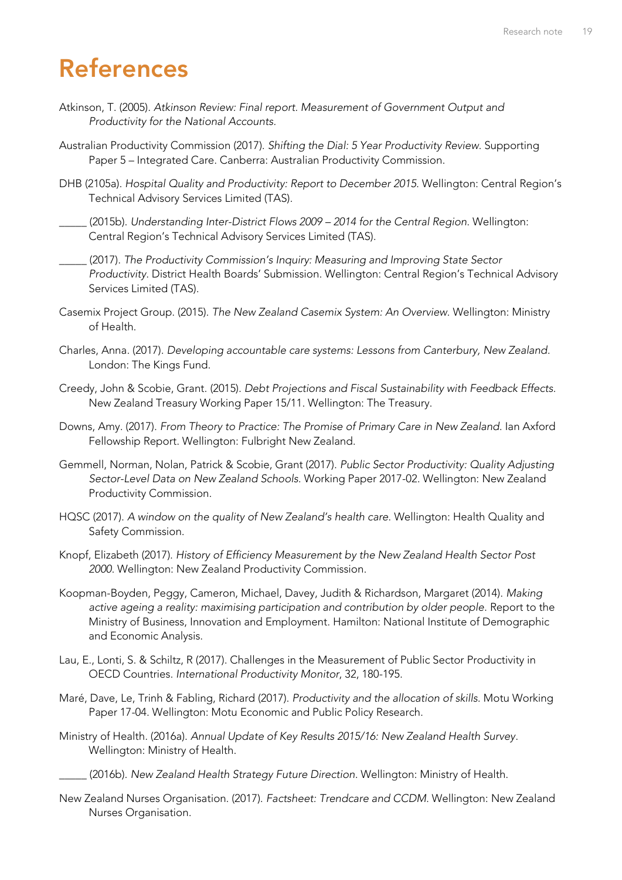# References

Atkinson, T. (2005). *Atkinson Review: Final report. Measurement of Government Output and Productivity for the National Accounts.*

Australian Productivity Commission (2017). *Shifting the Dial: 5 Year Productivity Review.* Supporting Paper 5 – Integrated Care. Canberra: Australian Productivity Commission.

DHB (2105a). *Hospital Quality and Productivity: Report to December 2015.* Wellington: Central Region's Technical Advisory Services Limited (TAS).

_____ (2015b). *Understanding Inter-District Flows 2009 – 2014 for the Central Region.* Wellington: Central Region's Technical Advisory Services Limited (TAS).

_____ (2017). *The Productivity Commission's Inquiry: Measuring and Improving State Sector Productivity.* District Health Boards' Submission. Wellington: Central Region's Technical Advisory Services Limited (TAS).

Casemix Project Group. (2015). *The New Zealand Casemix System: An Overview.* Wellington: Ministry of Health.

Charles, Anna. (2017). *Developing accountable care systems: Lessons from Canterbury, New Zealand.* London: The Kings Fund.

Creedy, John & Scobie, Grant. (2015). *Debt Projections and Fiscal Sustainability with Feedback Effects.* New Zealand Treasury Working Paper 15/11. Wellington: The Treasury.

Downs, Amy. (2017). *From Theory to Practice: The Promise of Primary Care in New Zealand.* Ian Axford Fellowship Report. Wellington: Fulbright New Zealand.

Gemmell, Norman, Nolan, Patrick & Scobie, Grant (2017). *Public Sector Productivity: Quality Adjusting Sector-Level Data on New Zealand Schools.* Working Paper 2017-02. Wellington: New Zealand Productivity Commission.

HQSC (2017). *A window on the quality of New Zealand's health care.* Wellington: Health Quality and Safety Commission.

Knopf, Elizabeth (2017). *History of Efficiency Measurement by the New Zealand Health Sector Post 2000.* Wellington: New Zealand Productivity Commission.

Koopman-Boyden, Peggy, Cameron, Michael, Davey, Judith & Richardson, Margaret (2014). *Making active ageing a reality: maximising participation and contribution by older people.* Report to the Ministry of Business, Innovation and Employment. Hamilton: National Institute of Demographic and Economic Analysis.

Lau, E., Lonti, S. & Schiltz, R (2017). Challenges in the Measurement of Public Sector Productivity in OECD Countries. *International Productivity Monitor*, 32, 180-195.

Maré, Dave, Le, Trinh & Fabling, Richard (2017). *Productivity and the allocation of skills.* Motu Working Paper 17-04. Wellington: Motu Economic and Public Policy Research.

Ministry of Health. (2016a). *Annual Update of Key Results 2015/16: New Zealand Health Survey*. Wellington: Ministry of Health.

_____ (2016b). *New Zealand Health Strategy Future Direction.* Wellington: Ministry of Health.

New Zealand Nurses Organisation. (2017). *Factsheet: Trendcare and CCDM.* Wellington: New Zealand Nurses Organisation.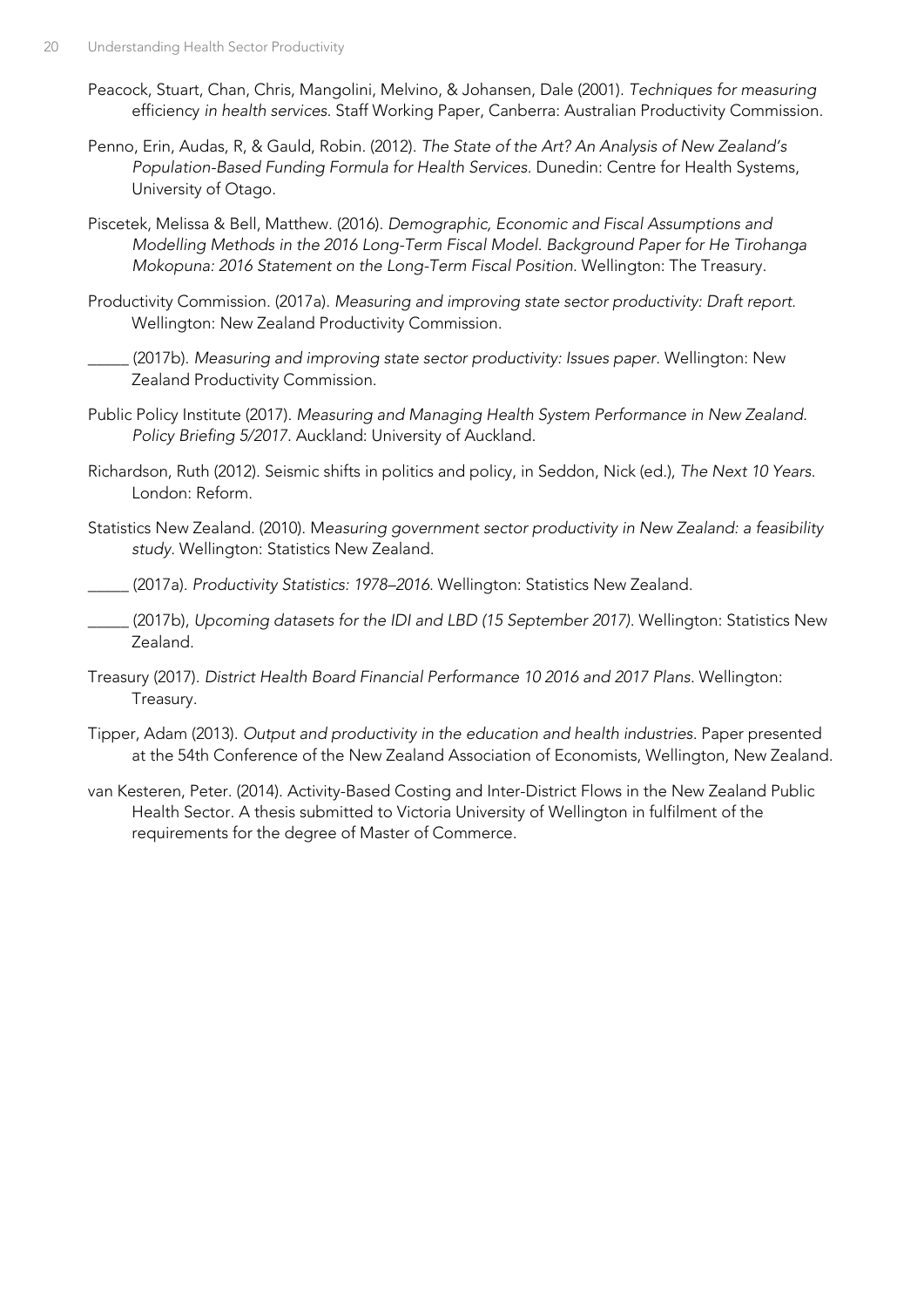Peacock, Stuart, Chan, Chris, Mangolini, Melvino, & Johansen, Dale (2001). *Techniques for measuring* efficiency *in health services*. Staff Working Paper, Canberra: Australian Productivity Commission.

Penno, Erin, Audas, R, & Gauld, Robin. (2012). *The State of the Art? An Analysis of New Zealand's Population-Based Funding Formula for Health Services*. Dunedin: Centre for Health Systems, University of Otago.

Piscetek, Melissa & Bell, Matthew. (2016). *Demographic, Economic and Fiscal Assumptions and Modelling Methods in the 2016 Long-Term Fiscal Model. Background Paper for He Tirohanga Mokopuna: 2016 Statement on the Long-Term Fiscal Position*. Wellington: The Treasury.

Productivity Commission. (2017a). *Measuring and improving state sector productivity: Draft report.* Wellington: New Zealand Productivity Commission.

_____ (2017b). *Measuring and improving state sector productivity: Issues paper*. Wellington: New Zealand Productivity Commission.

Public Policy Institute (2017). *Measuring and Managing Health System Performance in New Zealand. Policy Briefing 5/2017*. Auckland: University of Auckland.

Richardson, Ruth (2012). Seismic shifts in politics and policy, in Seddon, Nick (ed.), *The Next 10 Years.* London: Reform.

Statistics New Zealand. (2010). M*easuring government sector productivity in New Zealand: a feasibility study*. Wellington: Statistics New Zealand.

_____ (2017a). *Productivity Statistics: 1978–2016*. Wellington: Statistics New Zealand.

_____ (2017b), *Upcoming datasets for the IDI and LBD (15 September 2017)*. Wellington: Statistics New Zealand.

Treasury (2017). *District Health Board Financial Performance 10 2016 and 2017 Plans*. Wellington: Treasury.

Tipper, Adam (2013). *Output and productivity in the education and health industries*. Paper presented at the 54th Conference of the New Zealand Association of Economists, Wellington, New Zealand.

van Kesteren, Peter. (2014). Activity-Based Costing and Inter-District Flows in the New Zealand Public Health Sector. A thesis submitted to Victoria University of Wellington in fulfilment of the requirements for the degree of Master of Commerce.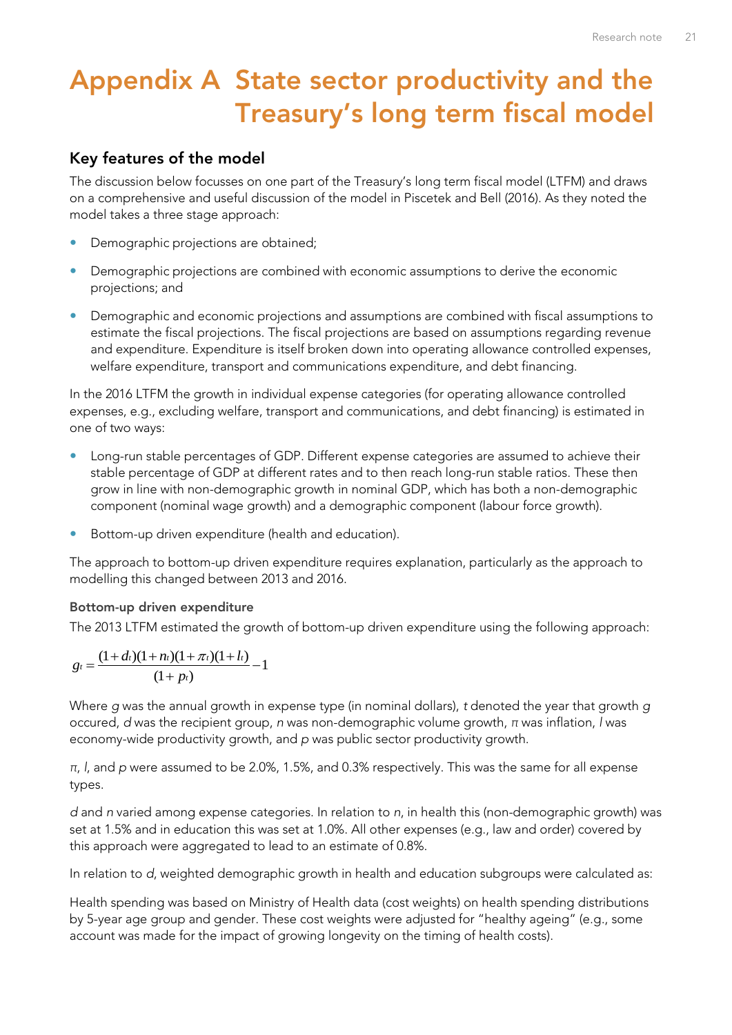# Appendix A State sector productivity and the Treasury's long term fiscal model

## Key features of the model

The discussion below focusses on one part of the Treasury's long term fiscal model (LTFM) and draws on a comprehensive and useful discussion of the model in Piscetek and Bell (2016). As they noted the model takes a three stage approach:

- Demographic projections are obtained;
- Demographic projections are combined with economic assumptions to derive the economic projections; and
- Demographic and economic projections and assumptions are combined with fiscal assumptions to estimate the fiscal projections. The fiscal projections are based on assumptions regarding revenue and expenditure. Expenditure is itself broken down into operating allowance controlled expenses, welfare expenditure, transport and communications expenditure, and debt financing.

In the 2016 LTFM the growth in individual expense categories (for operating allowance controlled expenses, e.g., excluding welfare, transport and communications, and debt financing) is estimated in one of two ways:

- Long-run stable percentages of GDP. Different expense categories are assumed to achieve their stable percentage of GDP at different rates and to then reach long-run stable ratios. These then grow in line with non-demographic growth in nominal GDP, which has both a non-demographic component (nominal wage growth) and a demographic component (labour force growth).
- Bottom-up driven expenditure (health and education).

The approach to bottom-up driven expenditure requires explanation, particularly as the approach to modelling this changed between 2013 and 2016.

### Bottom-up driven expenditure

The 2013 LTFM estimated the growth of bottom-up driven expenditure using the following approach:

$$g_t = \frac{(1+d_t)(1+n_t)(1+\pi_t)(1+l_t)}{(1+p_t)} - 1$$

Where *g* was the annual growth in expense type (in nominal dollars), *t* denoted the year that growth *g* occured, *d* was the recipient group, *n* was non-demographic volume growth, *π* was inflation, *l* was economy-wide productivity growth, and *p* was public sector productivity growth.

*π*, *l*, and *p* were assumed to be 2.0%, 1.5%, and 0.3% respectively. This was the same for all expense types.

*d* and *n* varied among expense categories. In relation to *n*, in health this (non-demographic growth) was set at 1.5% and in education this was set at 1.0%. All other expenses (e.g., law and order) covered by this approach were aggregated to lead to an estimate of 0.8%.

In relation to *d*, weighted demographic growth in health and education subgroups were calculated as:

Health spending was based on Ministry of Health data (cost weights) on health spending distributions by 5-year age group and gender. These cost weights were adjusted for "healthy ageing" (e.g., some account was made for the impact of growing longevity on the timing of health costs).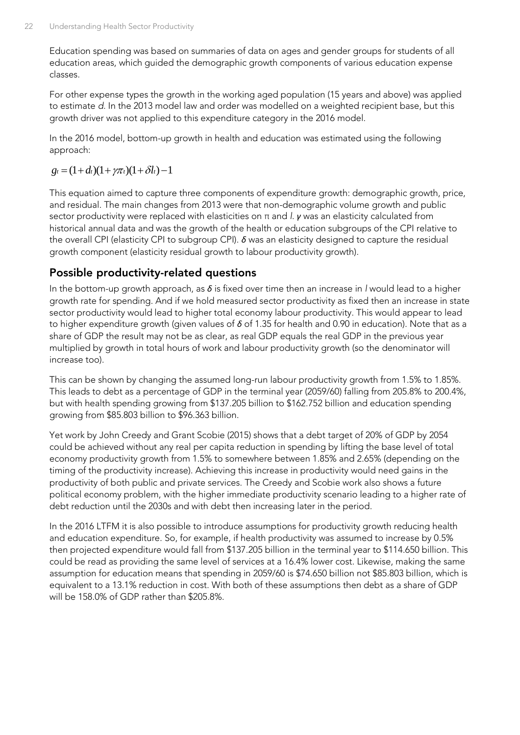Education spending was based on summaries of data on ages and gender groups for students of all education areas, which guided the demographic growth components of various education expense classes.

For other expense types the growth in the working aged population (15 years and above) was applied to estimate *d*. In the 2013 model law and order was modelled on a weighted recipient base, but this growth driver was not applied to this expenditure category in the 2016 model.

In the 2016 model, bottom-up growth in health and education was estimated using the following approach:

$$g_t = (1+d_t)(1+\gamma\pi_t)(1+\delta l_t) - 1$$

This equation aimed to capture three components of expenditure growth: demographic growth, price, and residual. The main changes from 2013 were that non-demographic volume growth and public sector productivity were replaced with elasticities on π and *l*. ***γ*** was an elasticity calculated from historical annual data and was the growth of the health or education subgroups of the CPI relative to the overall CPI (elasticity CPI to subgroup CPI). ***δ*** was an elasticity designed to capture the residual growth component (elasticity residual growth to labour productivity growth).

## Possible productivity-related questions

In the bottom-up growth approach, as ***δ*** is fixed over time then an increase in *l* would lead to a higher growth rate for spending. And if we hold measured sector productivity as fixed then an increase in state sector productivity would lead to higher total economy labour productivity. This would appear to lead to higher expenditure growth (given values of ***δ*** of 1.35 for health and 0.90 in education). Note that as a share of GDP the result may not be as clear, as real GDP equals the real GDP in the previous year multiplied by growth in total hours of work and labour productivity growth (so the denominator will increase too).

This can be shown by changing the assumed long-run labour productivity growth from 1.5% to 1.85%. This leads to debt as a percentage of GDP in the terminal year (2059/60) falling from 205.8% to 200.4%, but with health spending growing from $137.205 billion to $162.752 billion and education spending growing from $85.803 billion to $96.363 billion.

Yet work by John Creedy and Grant Scobie (2015) shows that a debt target of 20% of GDP by 2054 could be achieved without any real per capita reduction in spending by lifting the base level of total economy productivity growth from 1.5% to somewhere between 1.85% and 2.65% (depending on the timing of the productivity increase). Achieving this increase in productivity would need gains in the productivity of both public and private services. The Creedy and Scobie work also shows a future political economy problem, with the higher immediate productivity scenario leading to a higher rate of debt reduction until the 2030s and with debt then increasing later in the period.

In the 2016 LTFM it is also possible to introduce assumptions for productivity growth reducing health and education expenditure. So, for example, if health productivity was assumed to increase by 0.5% then projected expenditure would fall from $137.205 billion in the terminal year to $114.650 billion. This could be read as providing the same level of services at a 16.4% lower cost. Likewise, making the same assumption for education means that spending in 2059/60 is $74.650 billion not $85.803 billion, which is equivalent to a 13.1% reduction in cost. With both of these assumptions then debt as a share of GDP will be 158.0% of GDP rather than $205.8%.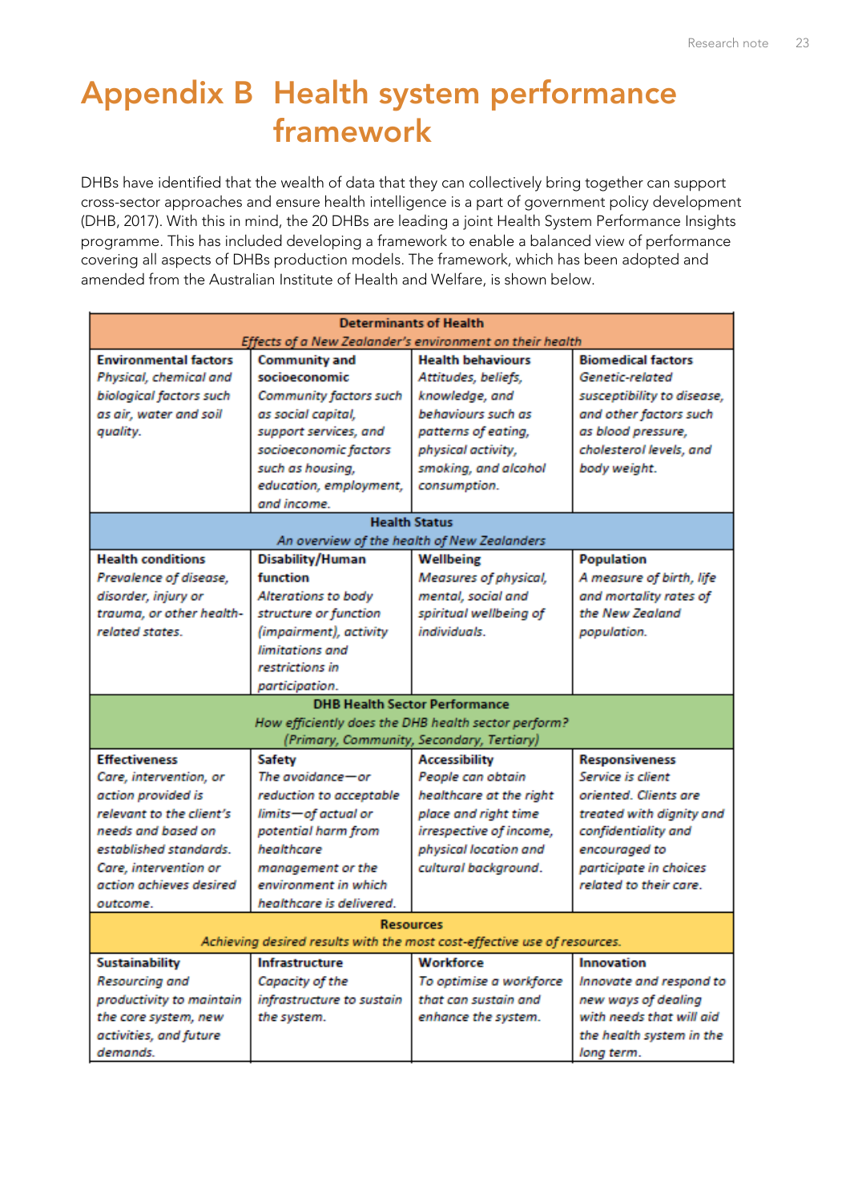# Appendix B Health system performance framework

DHBs have identified that the wealth of data that they can collectively bring together can support cross-sector approaches and ensure health intelligence is a part of government policy development (DHB, 2017). With this in mind, the 20 DHBs are leading a joint Health System Performance Insights programme. This has included developing a framework to enable a balanced view of performance covering all aspects of DHBs production models. The framework, which has been adopted and amended from the Australian Institute of Health and Welfare, is shown below.

| | | | |
|---|---|---|---|
| **Determinants of Health** *Effects of a New Zealander's environment on their health* | | | |
| **Environmental factors** *Physical, chemical and biological factors such as air, water and soil quality.* | **Community and socioeconomic** *Community factors such as social capital, support services, and socioeconomic factors such as housing, education, employment, and income.* | **Health behaviours** *Attitudes, beliefs, knowledge, and behaviours such as patterns of eating, physical activity, smoking, and alcohol consumption.* | **Biomedical factors** *Genetic-related susceptibility to disease, and other factors such as blood pressure, cholesterol levels, and body weight.* |
| **Health Status** *An overview of the health of New Zealanders* | | | |
| **Health conditions** *Prevalence of disease, disorder, injury or trauma, or other health-related states.* | **Disability/Human function** *Alterations to body structure or function (impairment), activity limitations and restrictions in participation.* | **Wellbeing** *Measures of physical, mental, social and spiritual wellbeing of individuals.* | **Population** *A measure of birth, life and mortality rates of the New Zealand population.* |
| **DHB Health Sector Performance** *How efficiently does the DHB health sector perform? (Primary, Community, Secondary, Tertiary)* | | | |
| **Effectiveness** *Care, intervention, or action provided is relevant to the client's needs and based on established standards. Care, intervention or action achieves desired outcome.* | **Safety** *The avoidance—or reduction to acceptable limits—of actual or potential harm from healthcare management or the environment in which healthcare is delivered.* | **Accessibility** *People can obtain healthcare at the right place and right time irrespective of income, physical location and cultural background.* | **Responsiveness** *Service is client oriented. Clients are treated with dignity and confidentiality and encouraged to participate in choices related to their care.* |
| **Resources** *Achieving desired results with the most cost-effective use of resources.* | | | |
| **Sustainability** *Resourcing and productivity to maintain the core system, new activities, and future demands.* | **Infrastructure** *Capacity of the infrastructure to sustain the system.* | **Workforce** *To optimise a workforce that can sustain and enhance the system.* | **Innovation** *Innovate and respond to new ways of dealing with needs that will aid the health system in the long term.* |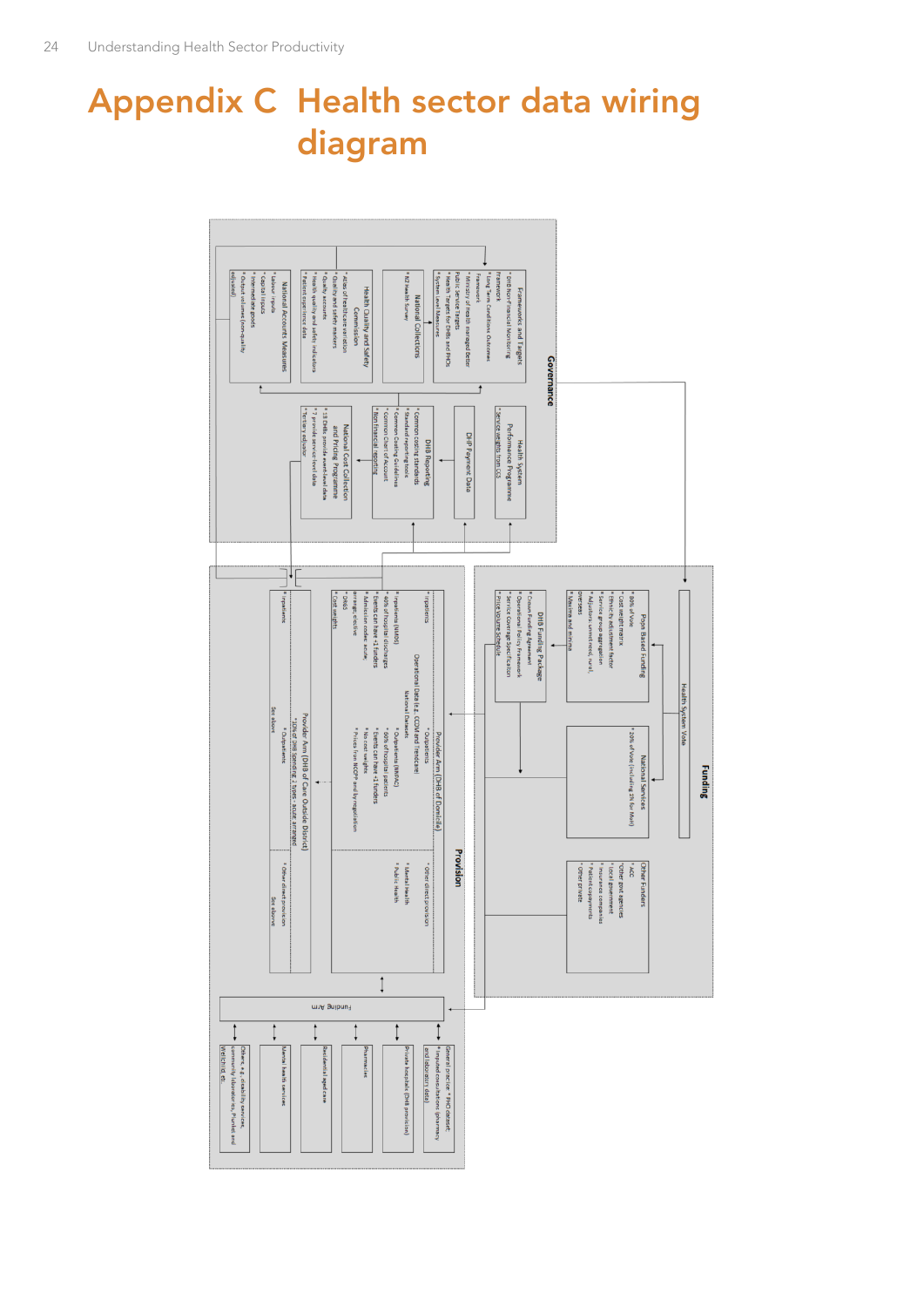# Appendix C Health sector data wiring diagram

Governance

Frameworks and Targets
* DHB Non-Financial Monitoring Framework
* Long Term Conditions Outcomes Framework
* Ministry of Health managed Sector
* Public Service Targets
* Health Targets for DHBs and PHOs
* System Level Measures

National Collections
* NZ Health Survey

Health Quality and Safety Commission
* Atlas of healthcare variation
* Quality and safety markers
* Quality accounts
* Health quality and safety indicators
* Patient experience data

National Accounts Measures
* Labour inputs
* Capital inputs
* Intermediate goods
* Output volumes (non-quality adjusted)

Health System Performance Programme
* Service weights from LCG

DHB Payment Data

DHB Reporting
* Common costing standards
* Standard reporting tools
* Common Costing Guidelines
* Common Chart of Account
* Non financial reporting

National Cost Collection and Pricing Programme
* 18 DHBs provide event-level data
* 7 provide service-level data
* Tertiary adjustor

Funding

Health System Vote

Popn Based Funding
* 80% of Vote
* Cost weight matrix
* Ethnicity adjustment factor
* Service group aggregation
* Adjusters: unmet need, rural, overseas
* Volume and access

National Services
* 20% of Vote (including 1% for Mori)

Other Funders
* ACC
* Other govt agencies
* Local government
* Insurance companies
* Patient copayments
* Other private

DHB Funding Package
* Crown Funding Agreement
* Operational Policy Framework
* Service Coverage Specification
* Price Volume Schedule

Provision

Provider Arm (DHB of Domicile)
* Inpatients
* Outpatients
* Other direct provision

Operational Data (e.g. CCDM and Trendcare)

National Datasets
* Inpatients (NMDS)
* 40% of hospital discharges
* Events can have >1 funders
* Admitted, routine, acute, arranged, elective
* DRGs
* Cost weights
* Outpatients (NNPAC)
* 60% of hospital patients
* Events can have >1 funders
* No cost weights
* Priced from NNDPM and by negotiation
* Mental Health
* Public Health

Provider Arm (DHB of Care Outside District)
* 10% of DHB spending, 3 types - acute arranged
* Inpatients
* Outpatients
* Other direct provision

See above

See above

Funding Arm

General practice
* PHO dataset
* Imputed consultations, pharmacy and laboratory data

Private hospitals (DHB provision)

Pharmacies

Residential aged care

Mental health services

Others: e.g. disability services, community laboratories, Plunket and Well Child etc.